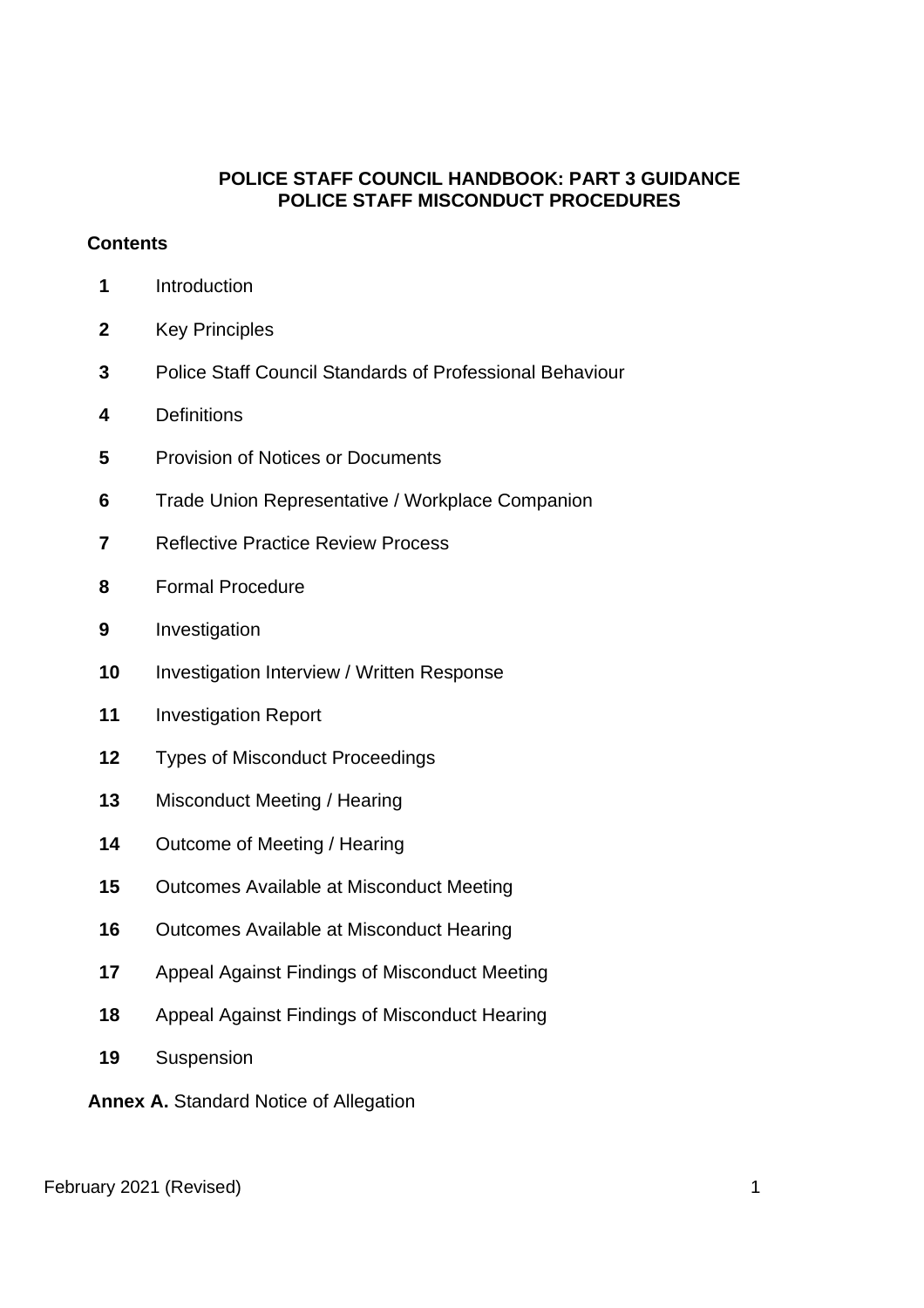# POLICE STAFF COUNCIL HANDBOOK: PART 3 GUIDANCE
# POLICE STAFF MISCONDUCT PROCEDURES

**Contents**

**1** Introduction

**2** Key Principles

**3** Police Staff Council Standards of Professional Behaviour

**4** Definitions

**5** Provision of Notices or Documents

**6** Trade Union Representative / Workplace Companion

**7** Reflective Practice Review Process

**8** Formal Procedure

**9** Investigation

**10** Investigation Interview / Written Response

**11** Investigation Report

**12** Types of Misconduct Proceedings

**13** Misconduct Meeting / Hearing

**14** Outcome of Meeting / Hearing

**15** Outcomes Available at Misconduct Meeting

**16** Outcomes Available at Misconduct Hearing

**17** Appeal Against Findings of Misconduct Meeting

**18** Appeal Against Findings of Misconduct Hearing

**19** Suspension

**Annex A.** Standard Notice of Allegation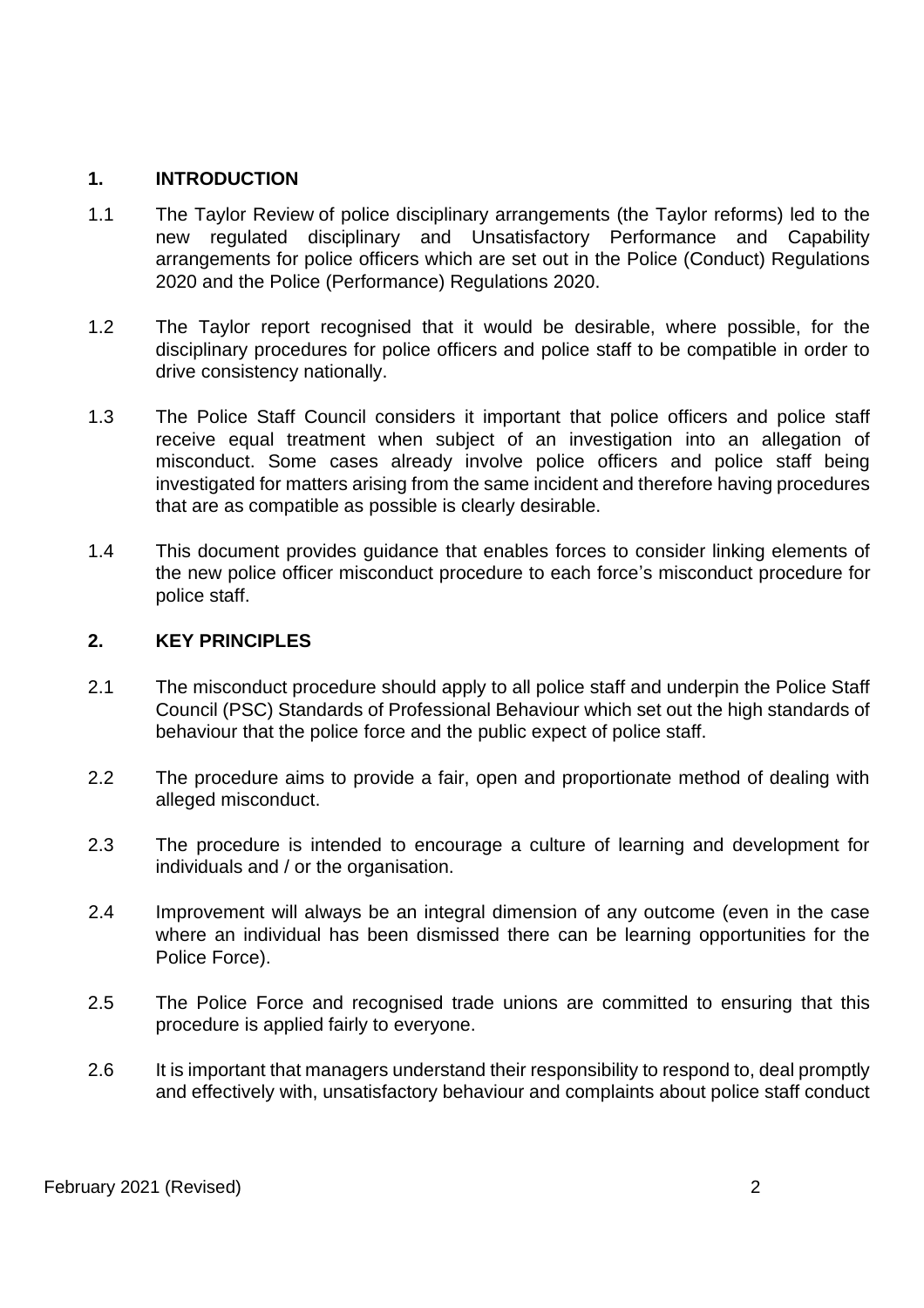## 1. INTRODUCTION

1.1 The Taylor Review of police disciplinary arrangements (the Taylor reforms) led to the new regulated disciplinary and Unsatisfactory Performance and Capability arrangements for police officers which are set out in the Police (Conduct) Regulations 2020 and the Police (Performance) Regulations 2020.

1.2 The Taylor report recognised that it would be desirable, where possible, for the disciplinary procedures for police officers and police staff to be compatible in order to drive consistency nationally.

1.3 The Police Staff Council considers it important that police officers and police staff receive equal treatment when subject of an investigation into an allegation of misconduct. Some cases already involve police officers and police staff being investigated for matters arising from the same incident and therefore having procedures that are as compatible as possible is clearly desirable.

1.4 This document provides guidance that enables forces to consider linking elements of the new police officer misconduct procedure to each force's misconduct procedure for police staff.

## 2. KEY PRINCIPLES

2.1 The misconduct procedure should apply to all police staff and underpin the Police Staff Council (PSC) Standards of Professional Behaviour which set out the high standards of behaviour that the police force and the public expect of police staff.

2.2 The procedure aims to provide a fair, open and proportionate method of dealing with alleged misconduct.

2.3 The procedure is intended to encourage a culture of learning and development for individuals and / or the organisation.

2.4 Improvement will always be an integral dimension of any outcome (even in the case where an individual has been dismissed there can be learning opportunities for the Police Force).

2.5 The Police Force and recognised trade unions are committed to ensuring that this procedure is applied fairly to everyone.

2.6 It is important that managers understand their responsibility to respond to, deal promptly and effectively with, unsatisfactory behaviour and complaints about police staff conduct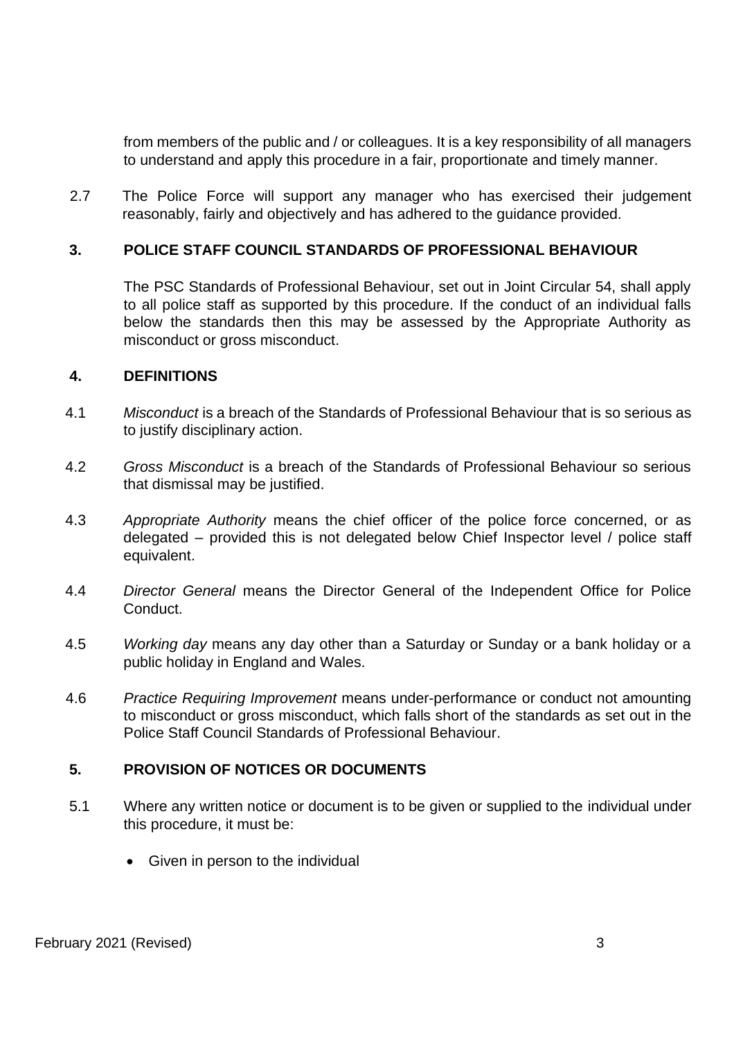from members of the public and / or colleagues. It is a key responsibility of all managers to understand and apply this procedure in a fair, proportionate and timely manner.

2.7 The Police Force will support any manager who has exercised their judgement reasonably, fairly and objectively and has adhered to the guidance provided.

## 3. POLICE STAFF COUNCIL STANDARDS OF PROFESSIONAL BEHAVIOUR

The PSC Standards of Professional Behaviour, set out in Joint Circular 54, shall apply to all police staff as supported by this procedure. If the conduct of an individual falls below the standards then this may be assessed by the Appropriate Authority as misconduct or gross misconduct.

## 4. DEFINITIONS

4.1 *Misconduct* is a breach of the Standards of Professional Behaviour that is so serious as to justify disciplinary action.

4.2 *Gross Misconduct* is a breach of the Standards of Professional Behaviour so serious that dismissal may be justified.

4.3 *Appropriate Authority* means the chief officer of the police force concerned, or as delegated – provided this is not delegated below Chief Inspector level / police staff equivalent.

4.4 *Director General* means the Director General of the Independent Office for Police Conduct.

4.5 *Working day* means any day other than a Saturday or Sunday or a bank holiday or a public holiday in England and Wales.

4.6 *Practice Requiring Improvement* means under-performance or conduct not amounting to misconduct or gross misconduct, which falls short of the standards as set out in the Police Staff Council Standards of Professional Behaviour.

## 5. PROVISION OF NOTICES OR DOCUMENTS

5.1 Where any written notice or document is to be given or supplied to the individual under this procedure, it must be:

- Given in person to the individual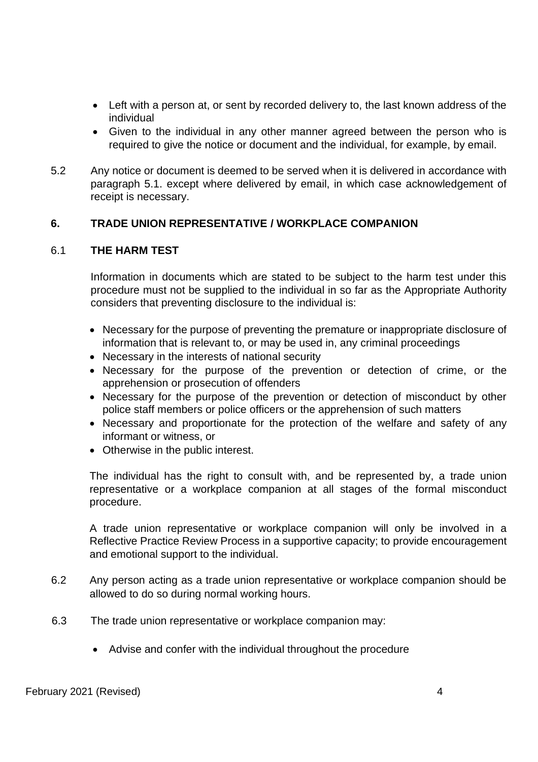- Left with a person at, or sent by recorded delivery to, the last known address of the individual
- Given to the individual in any other manner agreed between the person who is required to give the notice or document and the individual, for example, by email.

5.2 Any notice or document is deemed to be served when it is delivered in accordance with paragraph 5.1. except where delivered by email, in which case acknowledgement of receipt is necessary.

## 6. TRADE UNION REPRESENTATIVE / WORKPLACE COMPANION

### 6.1 THE HARM TEST

Information in documents which are stated to be subject to the harm test under this procedure must not be supplied to the individual in so far as the Appropriate Authority considers that preventing disclosure to the individual is:

- Necessary for the purpose of preventing the premature or inappropriate disclosure of information that is relevant to, or may be used in, any criminal proceedings
- Necessary in the interests of national security
- Necessary for the purpose of the prevention or detection of crime, or the apprehension or prosecution of offenders
- Necessary for the purpose of the prevention or detection of misconduct by other police staff members or police officers or the apprehension of such matters
- Necessary and proportionate for the protection of the welfare and safety of any informant or witness, or
- Otherwise in the public interest.

The individual has the right to consult with, and be represented by, a trade union representative or a workplace companion at all stages of the formal misconduct procedure.

A trade union representative or workplace companion will only be involved in a Reflective Practice Review Process in a supportive capacity; to provide encouragement and emotional support to the individual.

6.2 Any person acting as a trade union representative or workplace companion should be allowed to do so during normal working hours.

6.3 The trade union representative or workplace companion may:

- Advise and confer with the individual throughout the procedure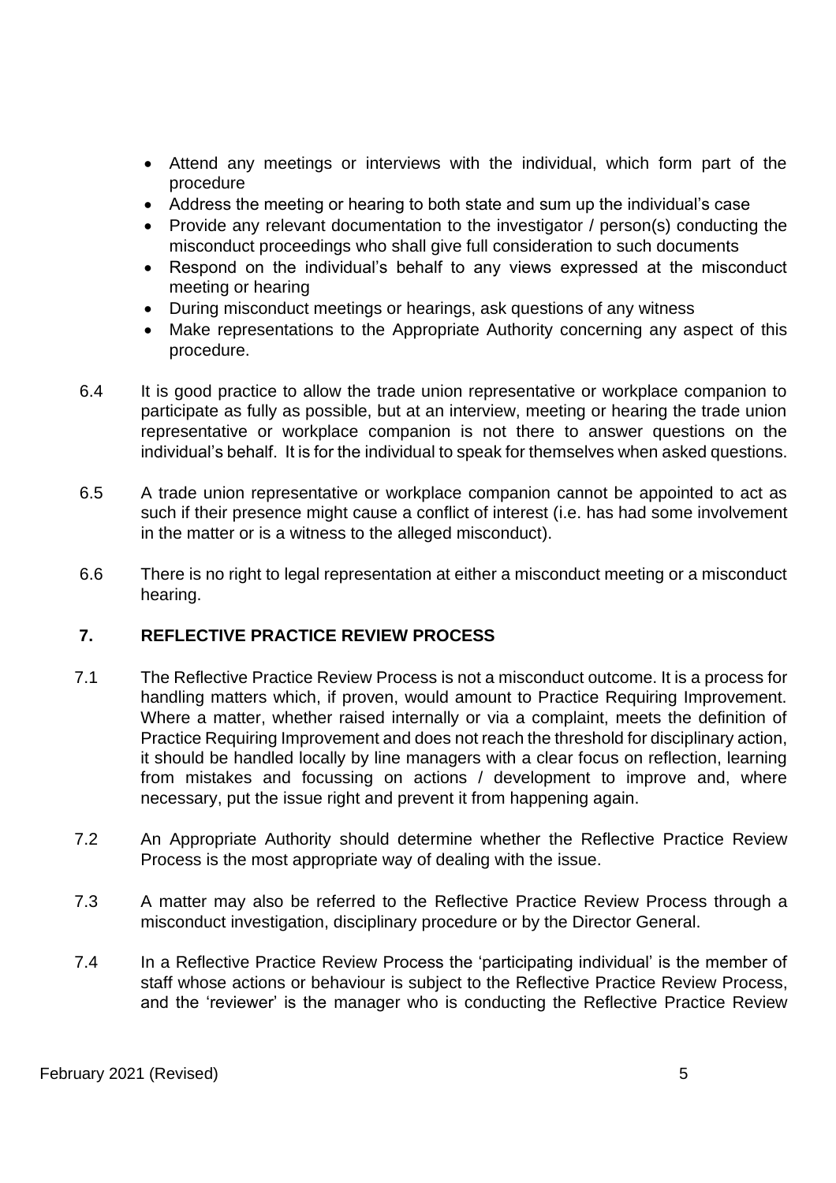- Attend any meetings or interviews with the individual, which form part of the procedure
- Address the meeting or hearing to both state and sum up the individual's case
- Provide any relevant documentation to the investigator / person(s) conducting the misconduct proceedings who shall give full consideration to such documents
- Respond on the individual's behalf to any views expressed at the misconduct meeting or hearing
- During misconduct meetings or hearings, ask questions of any witness
- Make representations to the Appropriate Authority concerning any aspect of this procedure.

6.4 It is good practice to allow the trade union representative or workplace companion to participate as fully as possible, but at an interview, meeting or hearing the trade union representative or workplace companion is not there to answer questions on the individual's behalf. It is for the individual to speak for themselves when asked questions.

6.5 A trade union representative or workplace companion cannot be appointed to act as such if their presence might cause a conflict of interest (i.e. has had some involvement in the matter or is a witness to the alleged misconduct).

6.6 There is no right to legal representation at either a misconduct meeting or a misconduct hearing.

## 7. REFLECTIVE PRACTICE REVIEW PROCESS

7.1 The Reflective Practice Review Process is not a misconduct outcome. It is a process for handling matters which, if proven, would amount to Practice Requiring Improvement. Where a matter, whether raised internally or via a complaint, meets the definition of Practice Requiring Improvement and does not reach the threshold for disciplinary action, it should be handled locally by line managers with a clear focus on reflection, learning from mistakes and focussing on actions / development to improve and, where necessary, put the issue right and prevent it from happening again.

7.2 An Appropriate Authority should determine whether the Reflective Practice Review Process is the most appropriate way of dealing with the issue.

7.3 A matter may also be referred to the Reflective Practice Review Process through a misconduct investigation, disciplinary procedure or by the Director General.

7.4 In a Reflective Practice Review Process the 'participating individual' is the member of staff whose actions or behaviour is subject to the Reflective Practice Review Process, and the 'reviewer' is the manager who is conducting the Reflective Practice Review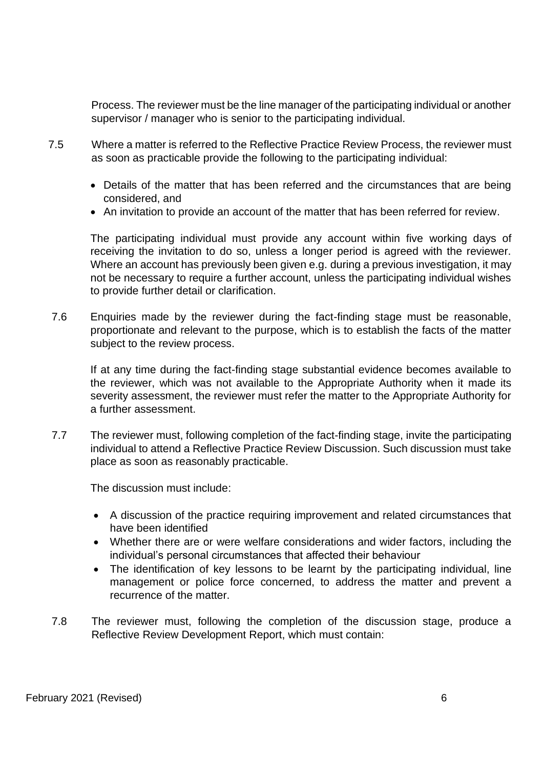Process. The reviewer must be the line manager of the participating individual or another supervisor / manager who is senior to the participating individual.

7.5 Where a matter is referred to the Reflective Practice Review Process, the reviewer must as soon as practicable provide the following to the participating individual:

- Details of the matter that has been referred and the circumstances that are being considered, and
- An invitation to provide an account of the matter that has been referred for review.

The participating individual must provide any account within five working days of receiving the invitation to do so, unless a longer period is agreed with the reviewer. Where an account has previously been given e.g. during a previous investigation, it may not be necessary to require a further account, unless the participating individual wishes to provide further detail or clarification.

7.6 Enquiries made by the reviewer during the fact-finding stage must be reasonable, proportionate and relevant to the purpose, which is to establish the facts of the matter subject to the review process.

If at any time during the fact-finding stage substantial evidence becomes available to the reviewer, which was not available to the Appropriate Authority when it made its severity assessment, the reviewer must refer the matter to the Appropriate Authority for a further assessment.

7.7 The reviewer must, following completion of the fact-finding stage, invite the participating individual to attend a Reflective Practice Review Discussion. Such discussion must take place as soon as reasonably practicable.

The discussion must include:

- A discussion of the practice requiring improvement and related circumstances that have been identified
- Whether there are or were welfare considerations and wider factors, including the individual's personal circumstances that affected their behaviour
- The identification of key lessons to be learnt by the participating individual, line management or police force concerned, to address the matter and prevent a recurrence of the matter.

7.8 The reviewer must, following the completion of the discussion stage, produce a Reflective Review Development Report, which must contain: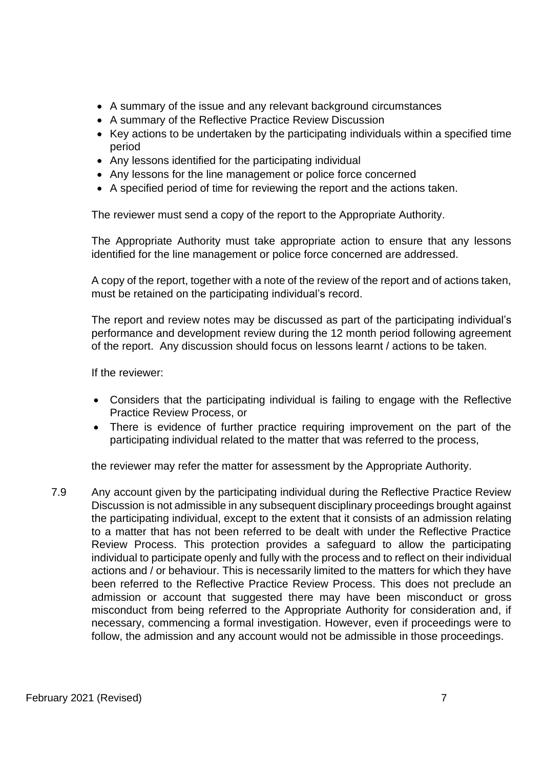- A summary of the issue and any relevant background circumstances
- A summary of the Reflective Practice Review Discussion
- Key actions to be undertaken by the participating individuals within a specified time period
- Any lessons identified for the participating individual
- Any lessons for the line management or police force concerned
- A specified period of time for reviewing the report and the actions taken.

The reviewer must send a copy of the report to the Appropriate Authority.

The Appropriate Authority must take appropriate action to ensure that any lessons identified for the line management or police force concerned are addressed.

A copy of the report, together with a note of the review of the report and of actions taken, must be retained on the participating individual's record.

The report and review notes may be discussed as part of the participating individual's performance and development review during the 12 month period following agreement of the report. Any discussion should focus on lessons learnt / actions to be taken.

If the reviewer:

- Considers that the participating individual is failing to engage with the Reflective Practice Review Process, or
- There is evidence of further practice requiring improvement on the part of the participating individual related to the matter that was referred to the process,

the reviewer may refer the matter for assessment by the Appropriate Authority.

7.9 Any account given by the participating individual during the Reflective Practice Review Discussion is not admissible in any subsequent disciplinary proceedings brought against the participating individual, except to the extent that it consists of an admission relating to a matter that has not been referred to be dealt with under the Reflective Practice Review Process. This protection provides a safeguard to allow the participating individual to participate openly and fully with the process and to reflect on their individual actions and / or behaviour. This is necessarily limited to the matters for which they have been referred to the Reflective Practice Review Process. This does not preclude an admission or account that suggested there may have been misconduct or gross misconduct from being referred to the Appropriate Authority for consideration and, if necessary, commencing a formal investigation. However, even if proceedings were to follow, the admission and any account would not be admissible in those proceedings.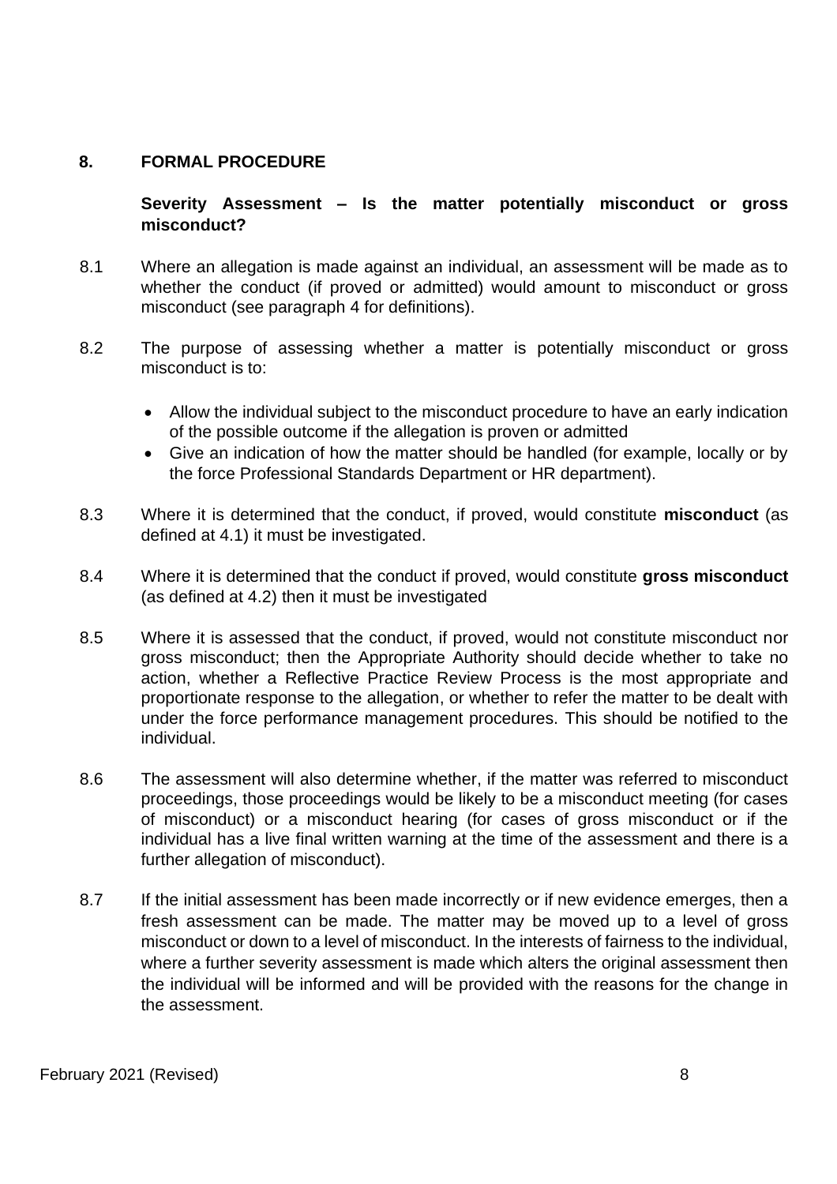## 8. FORMAL PROCEDURE

### Severity Assessment – Is the matter potentially misconduct or gross misconduct?

8.1 Where an allegation is made against an individual, an assessment will be made as to whether the conduct (if proved or admitted) would amount to misconduct or gross misconduct (see paragraph 4 for definitions).

8.2 The purpose of assessing whether a matter is potentially misconduct or gross misconduct is to:

- Allow the individual subject to the misconduct procedure to have an early indication of the possible outcome if the allegation is proven or admitted
- Give an indication of how the matter should be handled (for example, locally or by the force Professional Standards Department or HR department).

8.3 Where it is determined that the conduct, if proved, would constitute **misconduct** (as defined at 4.1) it must be investigated.

8.4 Where it is determined that the conduct if proved, would constitute **gross misconduct** (as defined at 4.2) then it must be investigated

8.5 Where it is assessed that the conduct, if proved, would not constitute misconduct nor gross misconduct; then the Appropriate Authority should decide whether to take no action, whether a Reflective Practice Review Process is the most appropriate and proportionate response to the allegation, or whether to refer the matter to be dealt with under the force performance management procedures. This should be notified to the individual.

8.6 The assessment will also determine whether, if the matter was referred to misconduct proceedings, those proceedings would be likely to be a misconduct meeting (for cases of misconduct) or a misconduct hearing (for cases of gross misconduct or if the individual has a live final written warning at the time of the assessment and there is a further allegation of misconduct).

8.7 If the initial assessment has been made incorrectly or if new evidence emerges, then a fresh assessment can be made. The matter may be moved up to a level of gross misconduct or down to a level of misconduct. In the interests of fairness to the individual, where a further severity assessment is made which alters the original assessment then the individual will be informed and will be provided with the reasons for the change in the assessment.

February 2021 (Revised)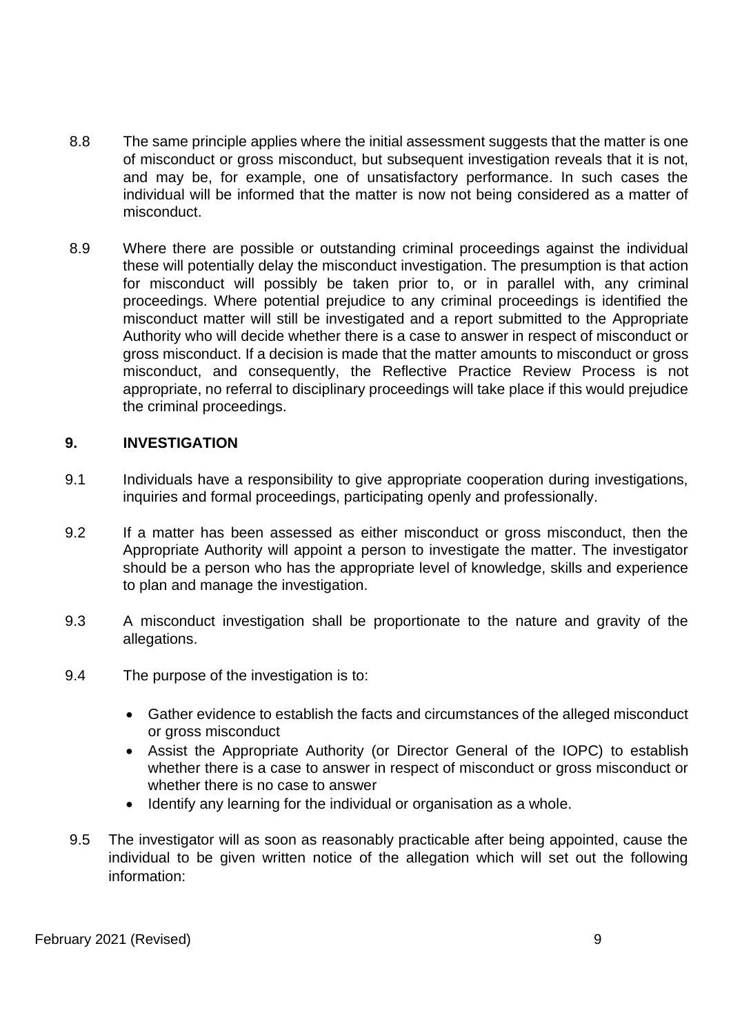8.8 The same principle applies where the initial assessment suggests that the matter is one of misconduct or gross misconduct, but subsequent investigation reveals that it is not, and may be, for example, one of unsatisfactory performance. In such cases the individual will be informed that the matter is now not being considered as a matter of misconduct.

8.9 Where there are possible or outstanding criminal proceedings against the individual these will potentially delay the misconduct investigation. The presumption is that action for misconduct will possibly be taken prior to, or in parallel with, any criminal proceedings. Where potential prejudice to any criminal proceedings is identified the misconduct matter will still be investigated and a report submitted to the Appropriate Authority who will decide whether there is a case to answer in respect of misconduct or gross misconduct. If a decision is made that the matter amounts to misconduct or gross misconduct, and consequently, the Reflective Practice Review Process is not appropriate, no referral to disciplinary proceedings will take place if this would prejudice the criminal proceedings.

## 9. INVESTIGATION

9.1 Individuals have a responsibility to give appropriate cooperation during investigations, inquiries and formal proceedings, participating openly and professionally.

9.2 If a matter has been assessed as either misconduct or gross misconduct, then the Appropriate Authority will appoint a person to investigate the matter. The investigator should be a person who has the appropriate level of knowledge, skills and experience to plan and manage the investigation.

9.3 A misconduct investigation shall be proportionate to the nature and gravity of the allegations.

9.4 The purpose of the investigation is to:

- Gather evidence to establish the facts and circumstances of the alleged misconduct or gross misconduct
- Assist the Appropriate Authority (or Director General of the IOPC) to establish whether there is a case to answer in respect of misconduct or gross misconduct or whether there is no case to answer
- Identify any learning for the individual or organisation as a whole.

9.5 The investigator will as soon as reasonably practicable after being appointed, cause the individual to be given written notice of the allegation which will set out the following information: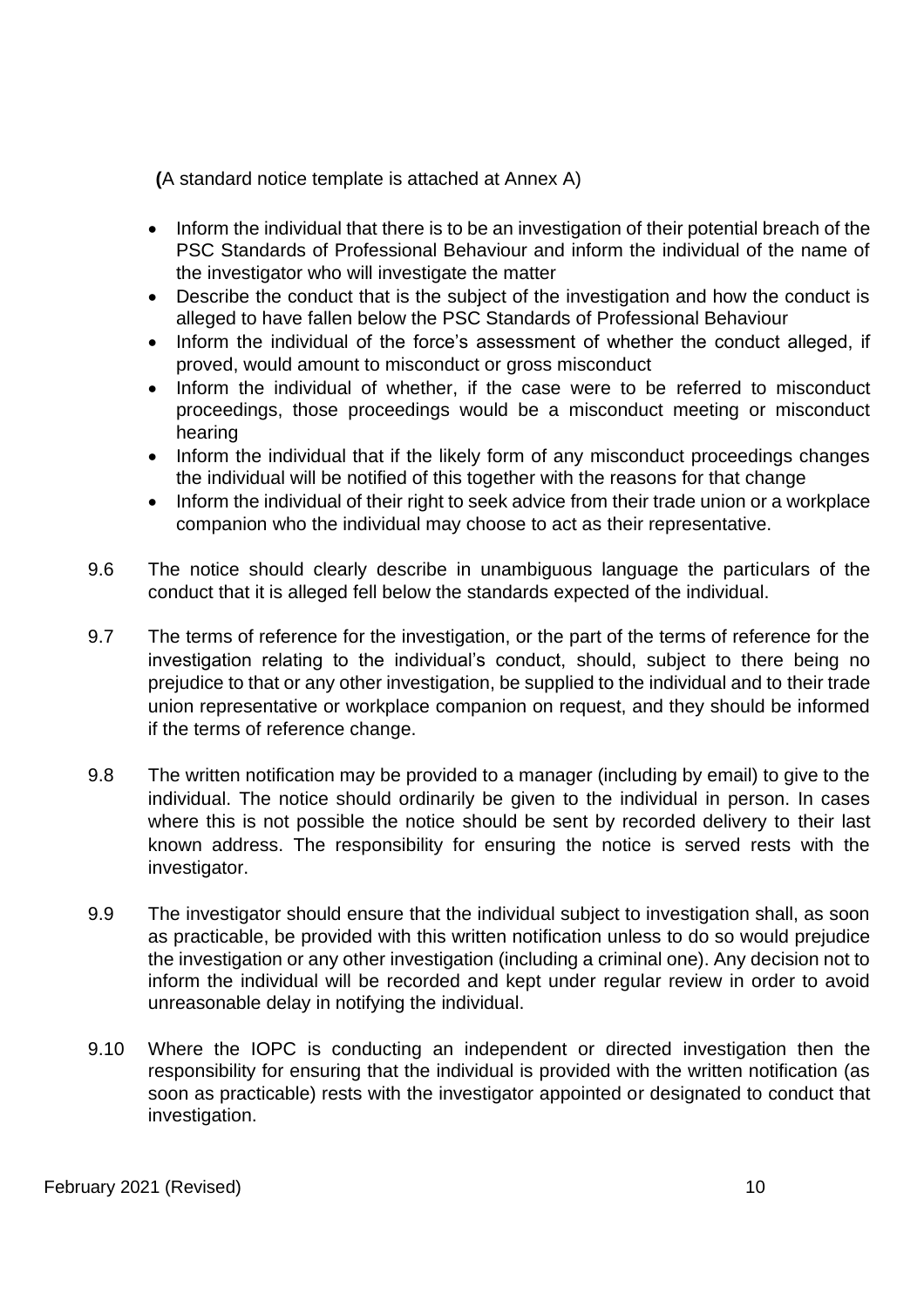(A standard notice template is attached at Annex A)

- Inform the individual that there is to be an investigation of their potential breach of the PSC Standards of Professional Behaviour and inform the individual of the name of the investigator who will investigate the matter
- Describe the conduct that is the subject of the investigation and how the conduct is alleged to have fallen below the PSC Standards of Professional Behaviour
- Inform the individual of the force's assessment of whether the conduct alleged, if proved, would amount to misconduct or gross misconduct
- Inform the individual of whether, if the case were to be referred to misconduct proceedings, those proceedings would be a misconduct meeting or misconduct hearing
- Inform the individual that if the likely form of any misconduct proceedings changes the individual will be notified of this together with the reasons for that change
- Inform the individual of their right to seek advice from their trade union or a workplace companion who the individual may choose to act as their representative.

9.6 The notice should clearly describe in unambiguous language the particulars of the conduct that it is alleged fell below the standards expected of the individual.

9.7 The terms of reference for the investigation, or the part of the terms of reference for the investigation relating to the individual's conduct, should, subject to there being no prejudice to that or any other investigation, be supplied to the individual and to their trade union representative or workplace companion on request, and they should be informed if the terms of reference change.

9.8 The written notification may be provided to a manager (including by email) to give to the individual. The notice should ordinarily be given to the individual in person. In cases where this is not possible the notice should be sent by recorded delivery to their last known address. The responsibility for ensuring the notice is served rests with the investigator.

9.9 The investigator should ensure that the individual subject to investigation shall, as soon as practicable, be provided with this written notification unless to do so would prejudice the investigation or any other investigation (including a criminal one). Any decision not to inform the individual will be recorded and kept under regular review in order to avoid unreasonable delay in notifying the individual.

9.10 Where the IOPC is conducting an independent or directed investigation then the responsibility for ensuring that the individual is provided with the written notification (as soon as practicable) rests with the investigator appointed or designated to conduct that investigation.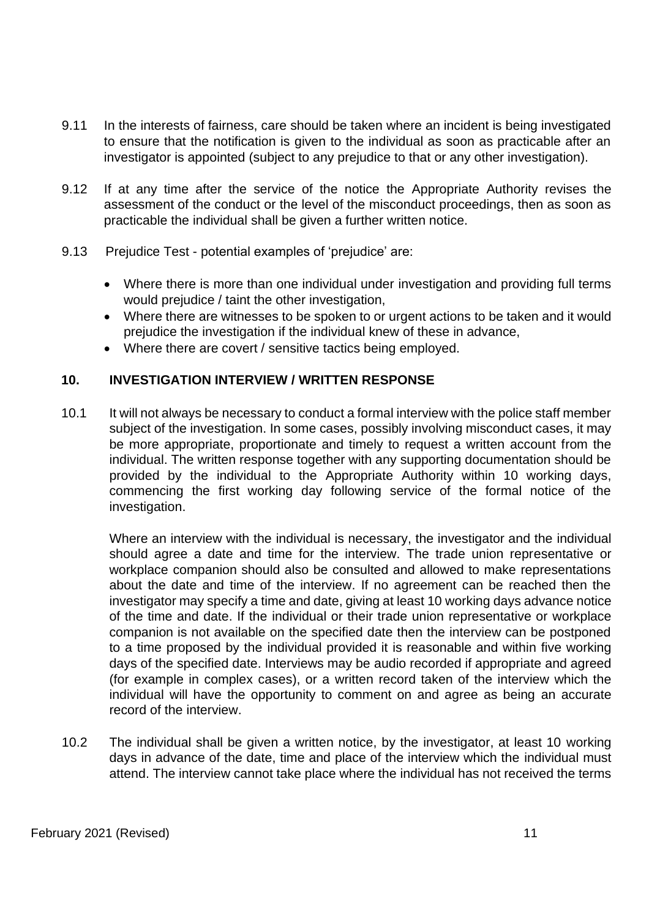9.11 In the interests of fairness, care should be taken where an incident is being investigated to ensure that the notification is given to the individual as soon as practicable after an investigator is appointed (subject to any prejudice to that or any other investigation).

9.12 If at any time after the service of the notice the Appropriate Authority revises the assessment of the conduct or the level of the misconduct proceedings, then as soon as practicable the individual shall be given a further written notice.

9.13 Prejudice Test - potential examples of 'prejudice' are:

- Where there is more than one individual under investigation and providing full terms would prejudice / taint the other investigation,
- Where there are witnesses to be spoken to or urgent actions to be taken and it would prejudice the investigation if the individual knew of these in advance,
- Where there are covert / sensitive tactics being employed.

## 10. INVESTIGATION INTERVIEW / WRITTEN RESPONSE

10.1 It will not always be necessary to conduct a formal interview with the police staff member subject of the investigation. In some cases, possibly involving misconduct cases, it may be more appropriate, proportionate and timely to request a written account from the individual. The written response together with any supporting documentation should be provided by the individual to the Appropriate Authority within 10 working days, commencing the first working day following service of the formal notice of the investigation.

Where an interview with the individual is necessary, the investigator and the individual should agree a date and time for the interview. The trade union representative or workplace companion should also be consulted and allowed to make representations about the date and time of the interview. If no agreement can be reached then the investigator may specify a time and date, giving at least 10 working days advance notice of the time and date. If the individual or their trade union representative or workplace companion is not available on the specified date then the interview can be postponed to a time proposed by the individual provided it is reasonable and within five working days of the specified date. Interviews may be audio recorded if appropriate and agreed (for example in complex cases), or a written record taken of the interview which the individual will have the opportunity to comment on and agree as being an accurate record of the interview.

10.2 The individual shall be given a written notice, by the investigator, at least 10 working days in advance of the date, time and place of the interview which the individual must attend. The interview cannot take place where the individual has not received the terms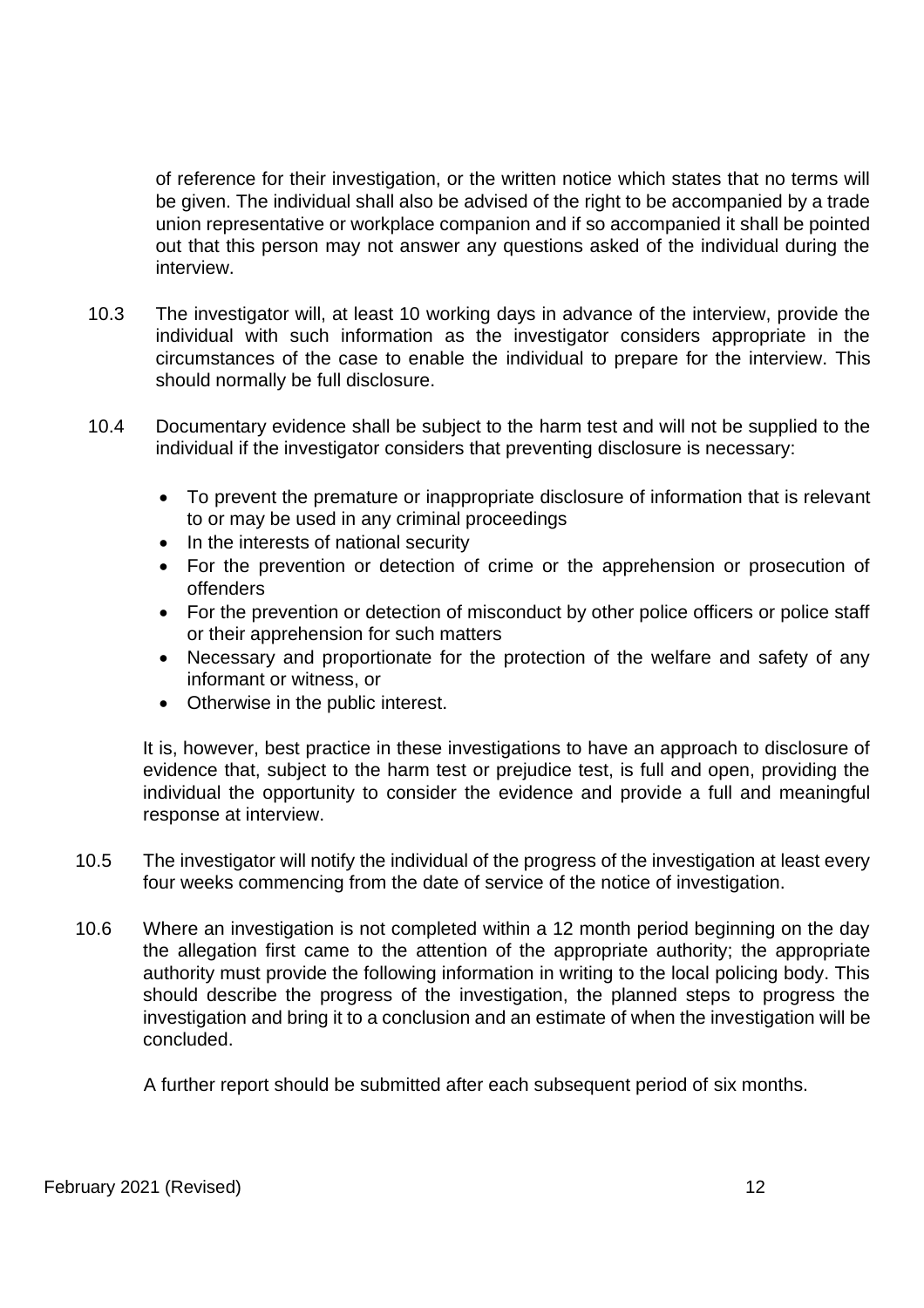of reference for their investigation, or the written notice which states that no terms will be given. The individual shall also be advised of the right to be accompanied by a trade union representative or workplace companion and if so accompanied it shall be pointed out that this person may not answer any questions asked of the individual during the interview.

10.3 The investigator will, at least 10 working days in advance of the interview, provide the individual with such information as the investigator considers appropriate in the circumstances of the case to enable the individual to prepare for the interview. This should normally be full disclosure.

10.4 Documentary evidence shall be subject to the harm test and will not be supplied to the individual if the investigator considers that preventing disclosure is necessary:

- To prevent the premature or inappropriate disclosure of information that is relevant to or may be used in any criminal proceedings
- In the interests of national security
- For the prevention or detection of crime or the apprehension or prosecution of offenders
- For the prevention or detection of misconduct by other police officers or police staff or their apprehension for such matters
- Necessary and proportionate for the protection of the welfare and safety of any informant or witness, or
- Otherwise in the public interest.

It is, however, best practice in these investigations to have an approach to disclosure of evidence that, subject to the harm test or prejudice test, is full and open, providing the individual the opportunity to consider the evidence and provide a full and meaningful response at interview.

10.5 The investigator will notify the individual of the progress of the investigation at least every four weeks commencing from the date of service of the notice of investigation.

10.6 Where an investigation is not completed within a 12 month period beginning on the day the allegation first came to the attention of the appropriate authority; the appropriate authority must provide the following information in writing to the local policing body. This should describe the progress of the investigation, the planned steps to progress the investigation and bring it to a conclusion and an estimate of when the investigation will be concluded.

A further report should be submitted after each subsequent period of six months.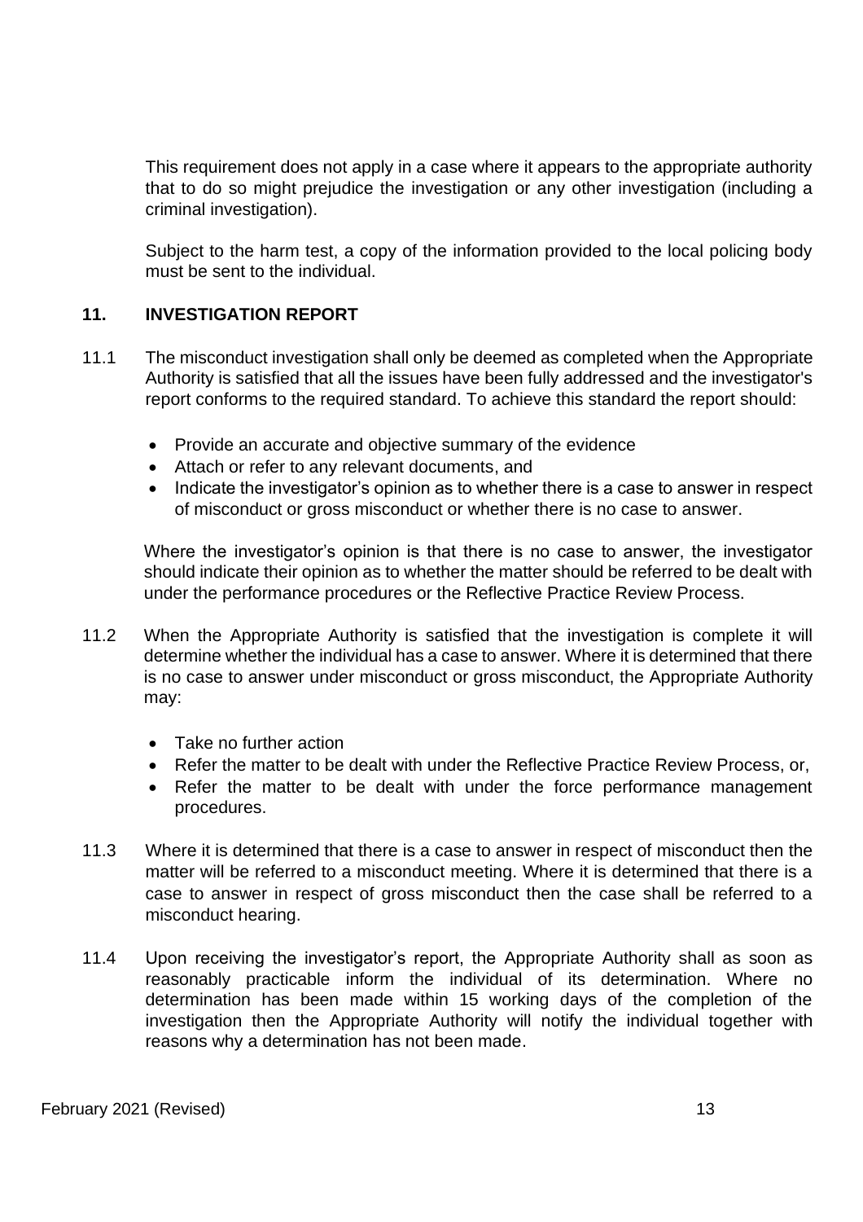This requirement does not apply in a case where it appears to the appropriate authority that to do so might prejudice the investigation or any other investigation (including a criminal investigation).

Subject to the harm test, a copy of the information provided to the local policing body must be sent to the individual.

## 11. INVESTIGATION REPORT

11.1 The misconduct investigation shall only be deemed as completed when the Appropriate Authority is satisfied that all the issues have been fully addressed and the investigator's report conforms to the required standard. To achieve this standard the report should:

- Provide an accurate and objective summary of the evidence
- Attach or refer to any relevant documents, and
- Indicate the investigator's opinion as to whether there is a case to answer in respect of misconduct or gross misconduct or whether there is no case to answer.

Where the investigator's opinion is that there is no case to answer, the investigator should indicate their opinion as to whether the matter should be referred to be dealt with under the performance procedures or the Reflective Practice Review Process.

11.2 When the Appropriate Authority is satisfied that the investigation is complete it will determine whether the individual has a case to answer. Where it is determined that there is no case to answer under misconduct or gross misconduct, the Appropriate Authority may:

- Take no further action
- Refer the matter to be dealt with under the Reflective Practice Review Process, or,
- Refer the matter to be dealt with under the force performance management procedures.

11.3 Where it is determined that there is a case to answer in respect of misconduct then the matter will be referred to a misconduct meeting. Where it is determined that there is a case to answer in respect of gross misconduct then the case shall be referred to a misconduct hearing.

11.4 Upon receiving the investigator's report, the Appropriate Authority shall as soon as reasonably practicable inform the individual of its determination. Where no determination has been made within 15 working days of the completion of the investigation then the Appropriate Authority will notify the individual together with reasons why a determination has not been made.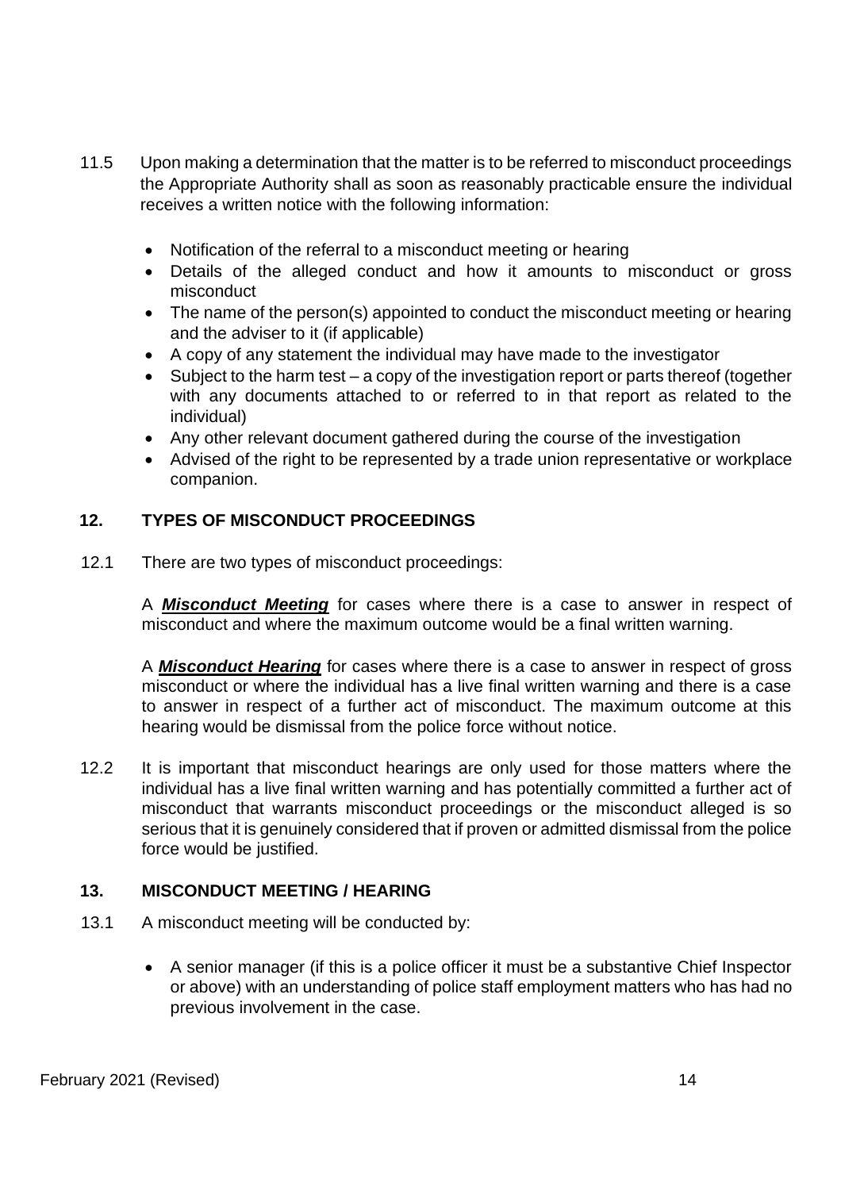11.5 Upon making a determination that the matter is to be referred to misconduct proceedings the Appropriate Authority shall as soon as reasonably practicable ensure the individual receives a written notice with the following information:

- Notification of the referral to a misconduct meeting or hearing
- Details of the alleged conduct and how it amounts to misconduct or gross misconduct
- The name of the person(s) appointed to conduct the misconduct meeting or hearing and the adviser to it (if applicable)
- A copy of any statement the individual may have made to the investigator
- Subject to the harm test – a copy of the investigation report or parts thereof (together with any documents attached to or referred to in that report as related to the individual)
- Any other relevant document gathered during the course of the investigation
- Advised of the right to be represented by a trade union representative or workplace companion.

## 12. TYPES OF MISCONDUCT PROCEEDINGS

12.1 There are two types of misconduct proceedings:

A ***Misconduct Meeting*** for cases where there is a case to answer in respect of misconduct and where the maximum outcome would be a final written warning.

A ***Misconduct Hearing*** for cases where there is a case to answer in respect of gross misconduct or where the individual has a live final written warning and there is a case to answer in respect of a further act of misconduct. The maximum outcome at this hearing would be dismissal from the police force without notice.

12.2 It is important that misconduct hearings are only used for those matters where the individual has a live final written warning and has potentially committed a further act of misconduct that warrants misconduct proceedings or the misconduct alleged is so serious that it is genuinely considered that if proven or admitted dismissal from the police force would be justified.

## 13. MISCONDUCT MEETING / HEARING

13.1 A misconduct meeting will be conducted by:

- A senior manager (if this is a police officer it must be a substantive Chief Inspector or above) with an understanding of police staff employment matters who has had no previous involvement in the case.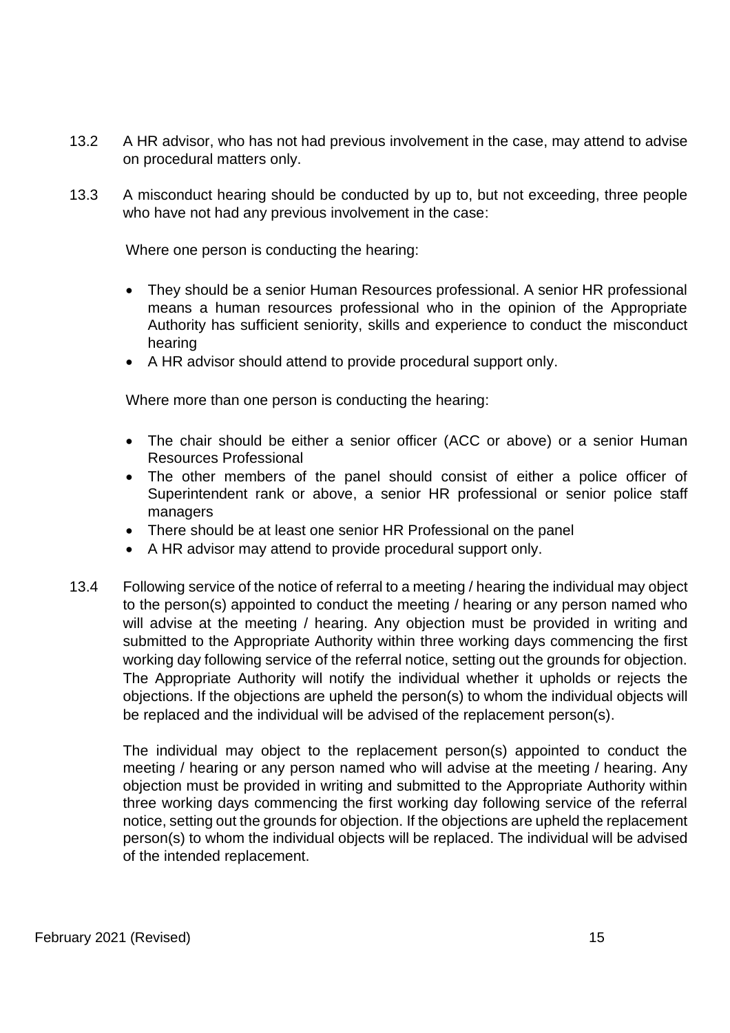13.2 A HR advisor, who has not had previous involvement in the case, may attend to advise on procedural matters only.

13.3 A misconduct hearing should be conducted by up to, but not exceeding, three people who have not had any previous involvement in the case:

Where one person is conducting the hearing:

- They should be a senior Human Resources professional. A senior HR professional means a human resources professional who in the opinion of the Appropriate Authority has sufficient seniority, skills and experience to conduct the misconduct hearing
- A HR advisor should attend to provide procedural support only.

Where more than one person is conducting the hearing:

- The chair should be either a senior officer (ACC or above) or a senior Human Resources Professional
- The other members of the panel should consist of either a police officer of Superintendent rank or above, a senior HR professional or senior police staff managers
- There should be at least one senior HR Professional on the panel
- A HR advisor may attend to provide procedural support only.

13.4 Following service of the notice of referral to a meeting / hearing the individual may object to the person(s) appointed to conduct the meeting / hearing or any person named who will advise at the meeting / hearing. Any objection must be provided in writing and submitted to the Appropriate Authority within three working days commencing the first working day following service of the referral notice, setting out the grounds for objection. The Appropriate Authority will notify the individual whether it upholds or rejects the objections. If the objections are upheld the person(s) to whom the individual objects will be replaced and the individual will be advised of the replacement person(s).

The individual may object to the replacement person(s) appointed to conduct the meeting / hearing or any person named who will advise at the meeting / hearing. Any objection must be provided in writing and submitted to the Appropriate Authority within three working days commencing the first working day following service of the referral notice, setting out the grounds for objection. If the objections are upheld the replacement person(s) to whom the individual objects will be replaced. The individual will be advised of the intended replacement.

February 2021 (Revised)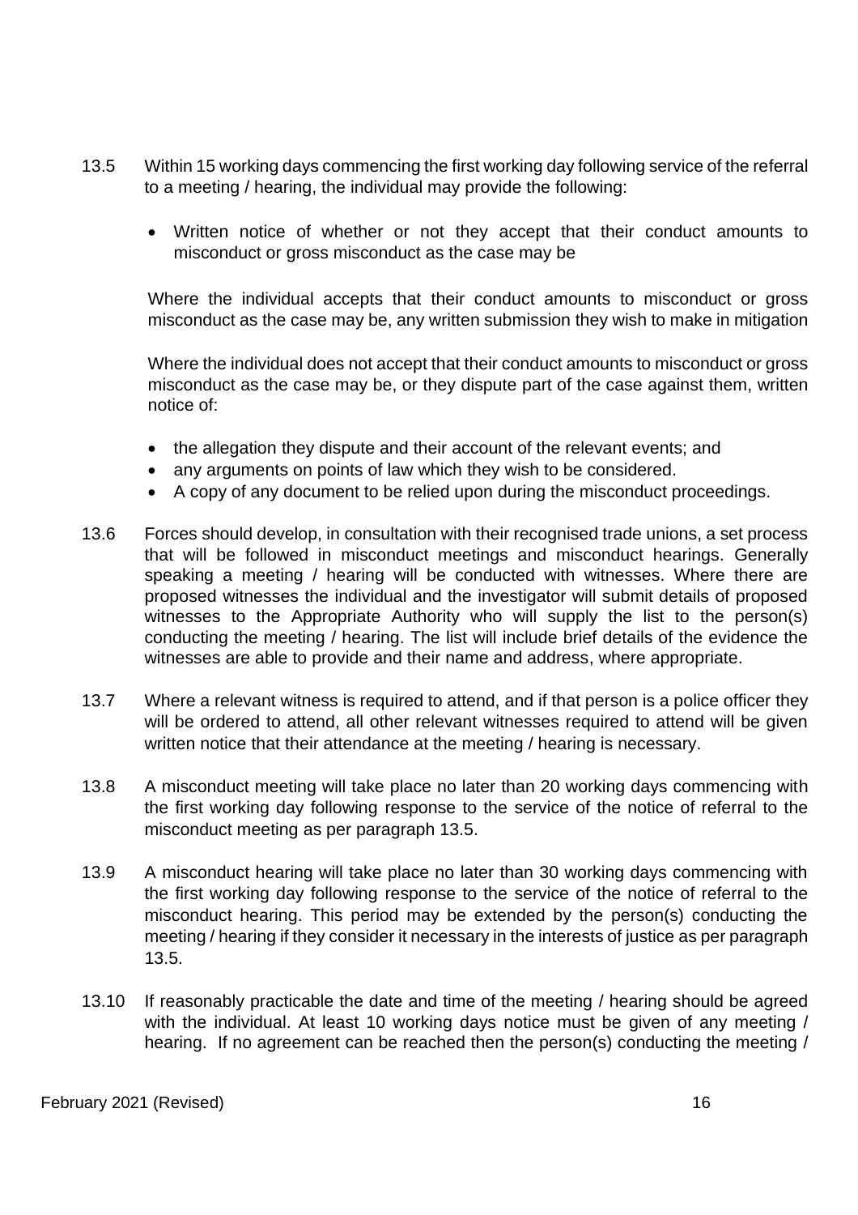13.5 Within 15 working days commencing the first working day following service of the referral to a meeting / hearing, the individual may provide the following:

- Written notice of whether or not they accept that their conduct amounts to misconduct or gross misconduct as the case may be

Where the individual accepts that their conduct amounts to misconduct or gross misconduct as the case may be, any written submission they wish to make in mitigation

Where the individual does not accept that their conduct amounts to misconduct or gross misconduct as the case may be, or they dispute part of the case against them, written notice of:

- the allegation they dispute and their account of the relevant events; and
- any arguments on points of law which they wish to be considered.
- A copy of any document to be relied upon during the misconduct proceedings.

13.6 Forces should develop, in consultation with their recognised trade unions, a set process that will be followed in misconduct meetings and misconduct hearings. Generally speaking a meeting / hearing will be conducted with witnesses. Where there are proposed witnesses the individual and the investigator will submit details of proposed witnesses to the Appropriate Authority who will supply the list to the person(s) conducting the meeting / hearing. The list will include brief details of the evidence the witnesses are able to provide and their name and address, where appropriate.

13.7 Where a relevant witness is required to attend, and if that person is a police officer they will be ordered to attend, all other relevant witnesses required to attend will be given written notice that their attendance at the meeting / hearing is necessary.

13.8 A misconduct meeting will take place no later than 20 working days commencing with the first working day following response to the service of the notice of referral to the misconduct meeting as per paragraph 13.5.

13.9 A misconduct hearing will take place no later than 30 working days commencing with the first working day following response to the service of the notice of referral to the misconduct hearing. This period may be extended by the person(s) conducting the meeting / hearing if they consider it necessary in the interests of justice as per paragraph 13.5.

13.10 If reasonably practicable the date and time of the meeting / hearing should be agreed with the individual. At least 10 working days notice must be given of any meeting / hearing. If no agreement can be reached then the person(s) conducting the meeting /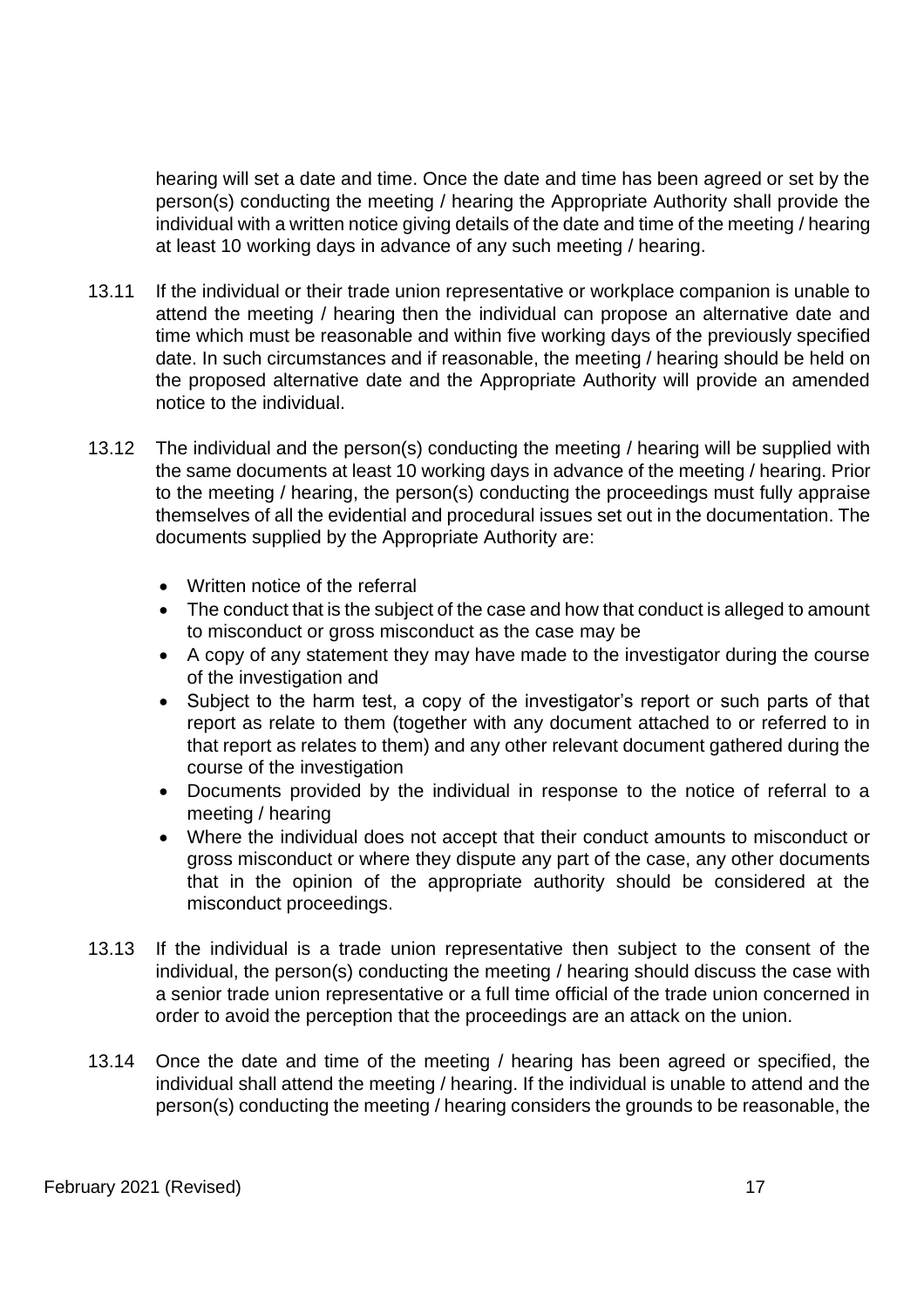hearing will set a date and time. Once the date and time has been agreed or set by the person(s) conducting the meeting / hearing the Appropriate Authority shall provide the individual with a written notice giving details of the date and time of the meeting / hearing at least 10 working days in advance of any such meeting / hearing.

13.11 If the individual or their trade union representative or workplace companion is unable to attend the meeting / hearing then the individual can propose an alternative date and time which must be reasonable and within five working days of the previously specified date. In such circumstances and if reasonable, the meeting / hearing should be held on the proposed alternative date and the Appropriate Authority will provide an amended notice to the individual.

13.12 The individual and the person(s) conducting the meeting / hearing will be supplied with the same documents at least 10 working days in advance of the meeting / hearing. Prior to the meeting / hearing, the person(s) conducting the proceedings must fully appraise themselves of all the evidential and procedural issues set out in the documentation. The documents supplied by the Appropriate Authority are:

- Written notice of the referral
- The conduct that is the subject of the case and how that conduct is alleged to amount to misconduct or gross misconduct as the case may be
- A copy of any statement they may have made to the investigator during the course of the investigation and
- Subject to the harm test, a copy of the investigator's report or such parts of that report as relate to them (together with any document attached to or referred to in that report as relates to them) and any other relevant document gathered during the course of the investigation
- Documents provided by the individual in response to the notice of referral to a meeting / hearing
- Where the individual does not accept that their conduct amounts to misconduct or gross misconduct or where they dispute any part of the case, any other documents that in the opinion of the appropriate authority should be considered at the misconduct proceedings.

13.13 If the individual is a trade union representative then subject to the consent of the individual, the person(s) conducting the meeting / hearing should discuss the case with a senior trade union representative or a full time official of the trade union concerned in order to avoid the perception that the proceedings are an attack on the union.

13.14 Once the date and time of the meeting / hearing has been agreed or specified, the individual shall attend the meeting / hearing. If the individual is unable to attend and the person(s) conducting the meeting / hearing considers the grounds to be reasonable, the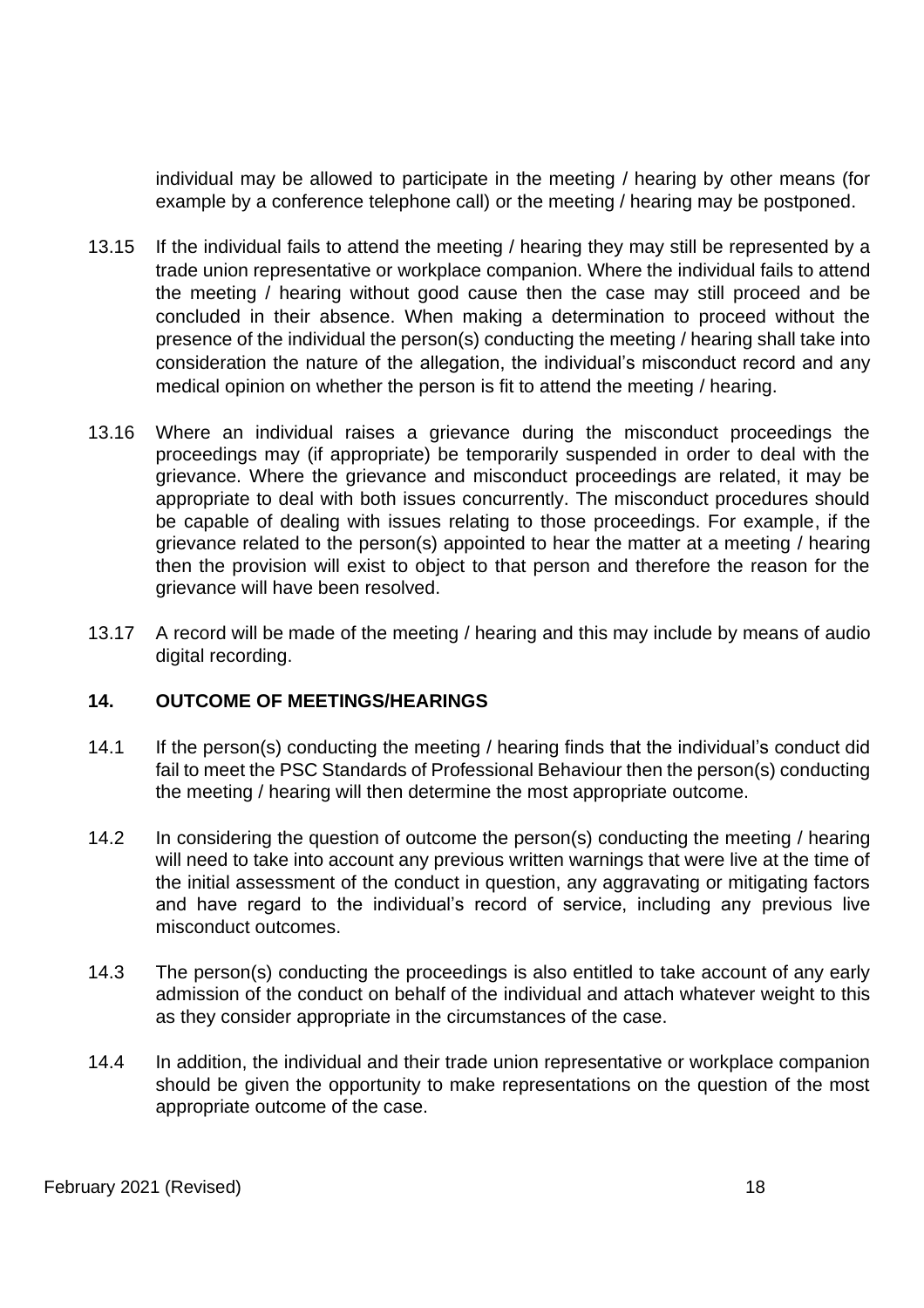individual may be allowed to participate in the meeting / hearing by other means (for example by a conference telephone call) or the meeting / hearing may be postponed.

13.15 If the individual fails to attend the meeting / hearing they may still be represented by a trade union representative or workplace companion. Where the individual fails to attend the meeting / hearing without good cause then the case may still proceed and be concluded in their absence. When making a determination to proceed without the presence of the individual the person(s) conducting the meeting / hearing shall take into consideration the nature of the allegation, the individual's misconduct record and any medical opinion on whether the person is fit to attend the meeting / hearing.

13.16 Where an individual raises a grievance during the misconduct proceedings the proceedings may (if appropriate) be temporarily suspended in order to deal with the grievance. Where the grievance and misconduct proceedings are related, it may be appropriate to deal with both issues concurrently. The misconduct procedures should be capable of dealing with issues relating to those proceedings. For example, if the grievance related to the person(s) appointed to hear the matter at a meeting / hearing then the provision will exist to object to that person and therefore the reason for the grievance will have been resolved.

13.17 A record will be made of the meeting / hearing and this may include by means of audio digital recording.

## 14. OUTCOME OF MEETINGS/HEARINGS

14.1 If the person(s) conducting the meeting / hearing finds that the individual's conduct did fail to meet the PSC Standards of Professional Behaviour then the person(s) conducting the meeting / hearing will then determine the most appropriate outcome.

14.2 In considering the question of outcome the person(s) conducting the meeting / hearing will need to take into account any previous written warnings that were live at the time of the initial assessment of the conduct in question, any aggravating or mitigating factors and have regard to the individual's record of service, including any previous live misconduct outcomes.

14.3 The person(s) conducting the proceedings is also entitled to take account of any early admission of the conduct on behalf of the individual and attach whatever weight to this as they consider appropriate in the circumstances of the case.

14.4 In addition, the individual and their trade union representative or workplace companion should be given the opportunity to make representations on the question of the most appropriate outcome of the case.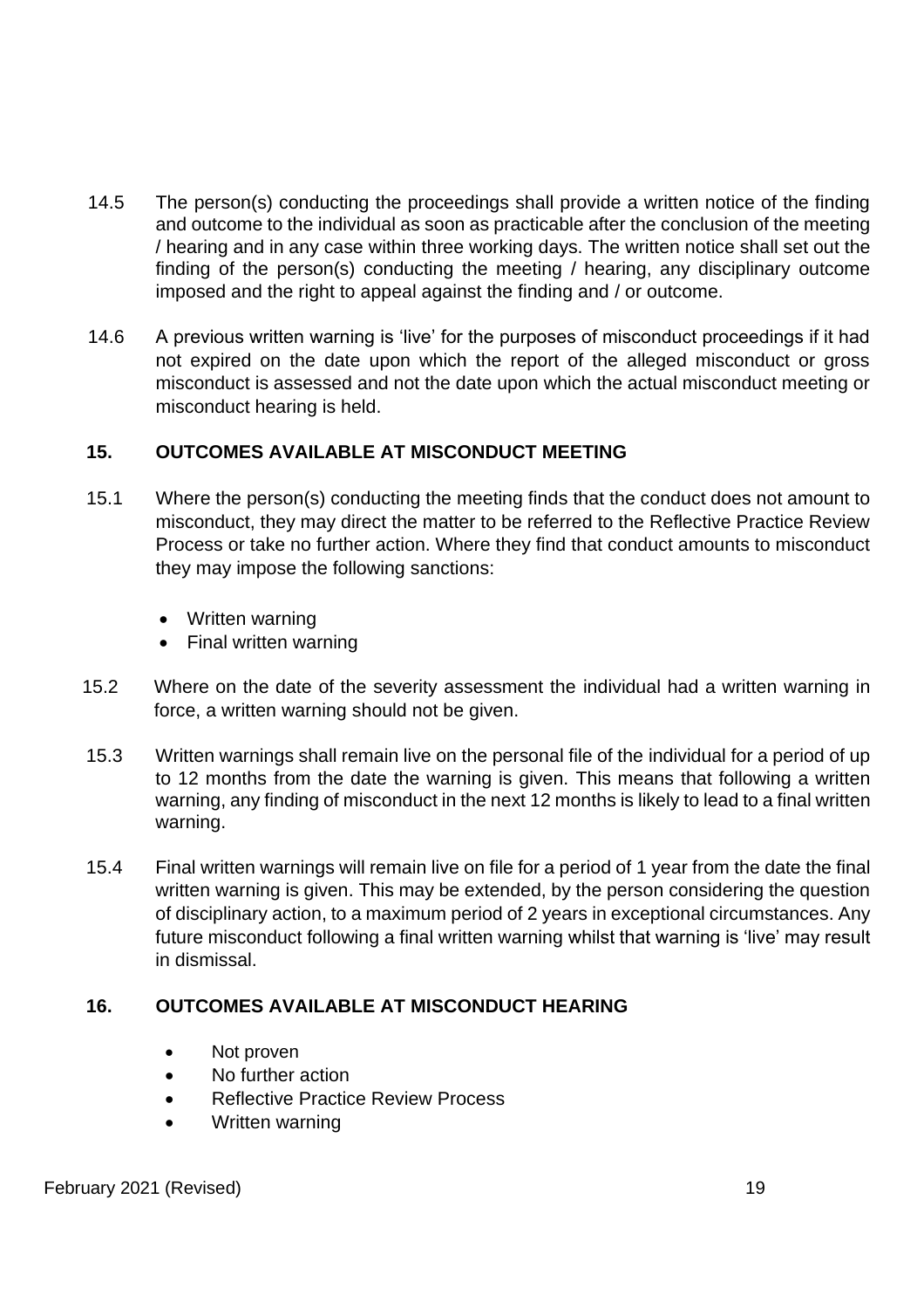14.5 The person(s) conducting the proceedings shall provide a written notice of the finding and outcome to the individual as soon as practicable after the conclusion of the meeting / hearing and in any case within three working days. The written notice shall set out the finding of the person(s) conducting the meeting / hearing, any disciplinary outcome imposed and the right to appeal against the finding and / or outcome.

14.6 A previous written warning is 'live' for the purposes of misconduct proceedings if it had not expired on the date upon which the report of the alleged misconduct or gross misconduct is assessed and not the date upon which the actual misconduct meeting or misconduct hearing is held.

## 15. OUTCOMES AVAILABLE AT MISCONDUCT MEETING

15.1 Where the person(s) conducting the meeting finds that the conduct does not amount to misconduct, they may direct the matter to be referred to the Reflective Practice Review Process or take no further action. Where they find that conduct amounts to misconduct they may impose the following sanctions:

- Written warning
- Final written warning

15.2 Where on the date of the severity assessment the individual had a written warning in force, a written warning should not be given.

15.3 Written warnings shall remain live on the personal file of the individual for a period of up to 12 months from the date the warning is given. This means that following a written warning, any finding of misconduct in the next 12 months is likely to lead to a final written warning.

15.4 Final written warnings will remain live on file for a period of 1 year from the date the final written warning is given. This may be extended, by the person considering the question of disciplinary action, to a maximum period of 2 years in exceptional circumstances. Any future misconduct following a final written warning whilst that warning is 'live' may result in dismissal.

## 16. OUTCOMES AVAILABLE AT MISCONDUCT HEARING

- Not proven
- No further action
- Reflective Practice Review Process
- Written warning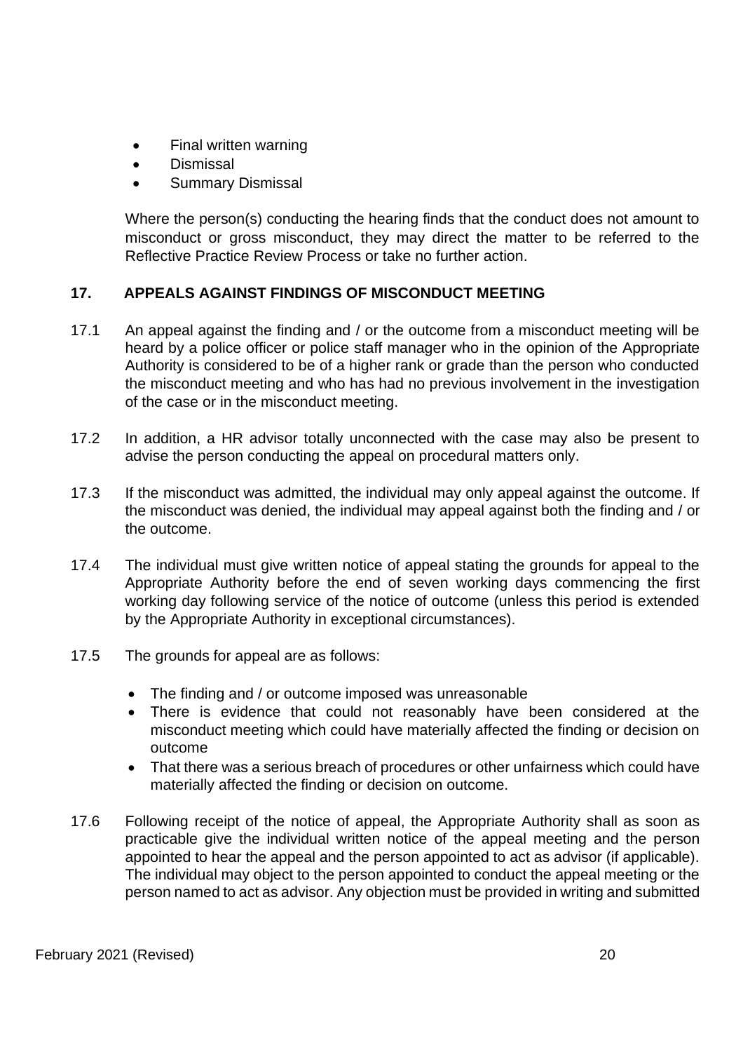- Final written warning
- Dismissal
- Summary Dismissal

Where the person(s) conducting the hearing finds that the conduct does not amount to misconduct or gross misconduct, they may direct the matter to be referred to the Reflective Practice Review Process or take no further action.

## 17. APPEALS AGAINST FINDINGS OF MISCONDUCT MEETING

17.1 An appeal against the finding and / or the outcome from a misconduct meeting will be heard by a police officer or police staff manager who in the opinion of the Appropriate Authority is considered to be of a higher rank or grade than the person who conducted the misconduct meeting and who has had no previous involvement in the investigation of the case or in the misconduct meeting.

17.2 In addition, a HR advisor totally unconnected with the case may also be present to advise the person conducting the appeal on procedural matters only.

17.3 If the misconduct was admitted, the individual may only appeal against the outcome. If the misconduct was denied, the individual may appeal against both the finding and / or the outcome.

17.4 The individual must give written notice of appeal stating the grounds for appeal to the Appropriate Authority before the end of seven working days commencing the first working day following service of the notice of outcome (unless this period is extended by the Appropriate Authority in exceptional circumstances).

17.5 The grounds for appeal are as follows:

- The finding and / or outcome imposed was unreasonable
- There is evidence that could not reasonably have been considered at the misconduct meeting which could have materially affected the finding or decision on outcome
- That there was a serious breach of procedures or other unfairness which could have materially affected the finding or decision on outcome.

17.6 Following receipt of the notice of appeal, the Appropriate Authority shall as soon as practicable give the individual written notice of the appeal meeting and the person appointed to hear the appeal and the person appointed to act as advisor (if applicable). The individual may object to the person appointed to conduct the appeal meeting or the person named to act as advisor. Any objection must be provided in writing and submitted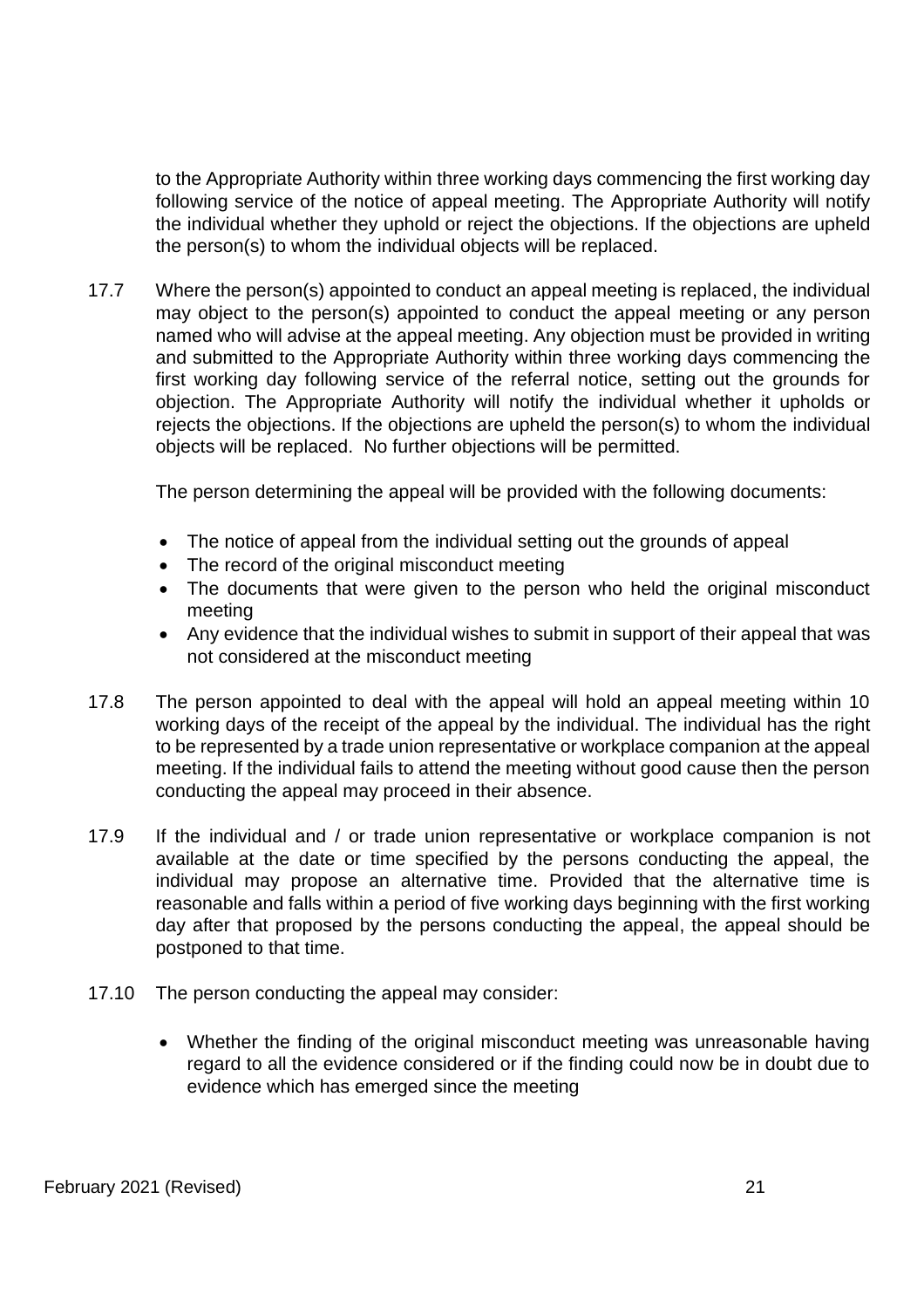to the Appropriate Authority within three working days commencing the first working day following service of the notice of appeal meeting. The Appropriate Authority will notify the individual whether they uphold or reject the objections. If the objections are upheld the person(s) to whom the individual objects will be replaced.

17.7 Where the person(s) appointed to conduct an appeal meeting is replaced, the individual may object to the person(s) appointed to conduct the appeal meeting or any person named who will advise at the appeal meeting. Any objection must be provided in writing and submitted to the Appropriate Authority within three working days commencing the first working day following service of the referral notice, setting out the grounds for objection. The Appropriate Authority will notify the individual whether it upholds or rejects the objections. If the objections are upheld the person(s) to whom the individual objects will be replaced. No further objections will be permitted.

The person determining the appeal will be provided with the following documents:

- The notice of appeal from the individual setting out the grounds of appeal
- The record of the original misconduct meeting
- The documents that were given to the person who held the original misconduct meeting
- Any evidence that the individual wishes to submit in support of their appeal that was not considered at the misconduct meeting

17.8 The person appointed to deal with the appeal will hold an appeal meeting within 10 working days of the receipt of the appeal by the individual. The individual has the right to be represented by a trade union representative or workplace companion at the appeal meeting. If the individual fails to attend the meeting without good cause then the person conducting the appeal may proceed in their absence.

17.9 If the individual and / or trade union representative or workplace companion is not available at the date or time specified by the persons conducting the appeal, the individual may propose an alternative time. Provided that the alternative time is reasonable and falls within a period of five working days beginning with the first working day after that proposed by the persons conducting the appeal, the appeal should be postponed to that time.

17.10 The person conducting the appeal may consider:

- Whether the finding of the original misconduct meeting was unreasonable having regard to all the evidence considered or if the finding could now be in doubt due to evidence which has emerged since the meeting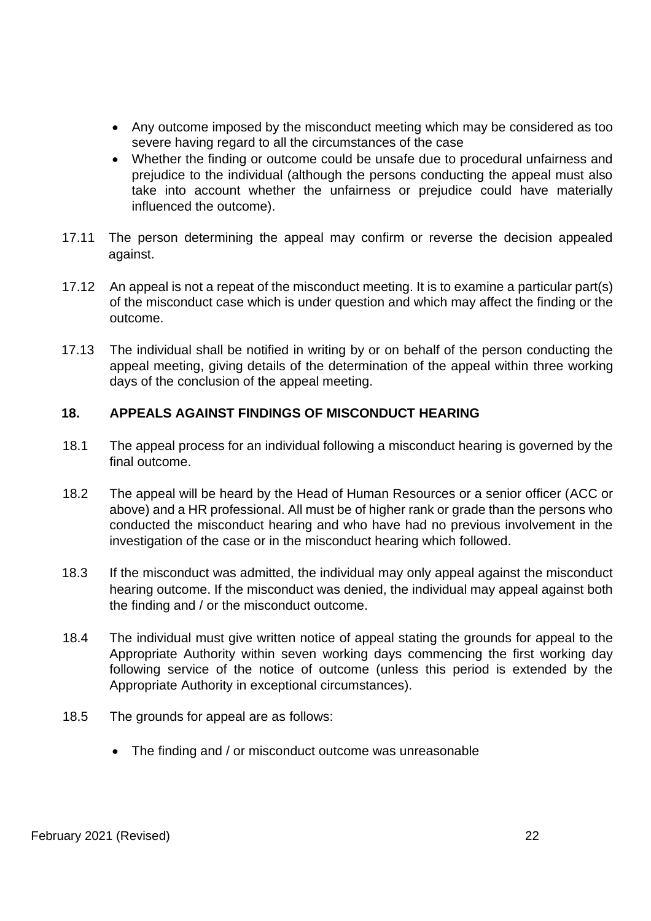- Any outcome imposed by the misconduct meeting which may be considered as too severe having regard to all the circumstances of the case
- Whether the finding or outcome could be unsafe due to procedural unfairness and prejudice to the individual (although the persons conducting the appeal must also take into account whether the unfairness or prejudice could have materially influenced the outcome).

17.11 The person determining the appeal may confirm or reverse the decision appealed against.

17.12 An appeal is not a repeat of the misconduct meeting. It is to examine a particular part(s) of the misconduct case which is under question and which may affect the finding or the outcome.

17.13 The individual shall be notified in writing by or on behalf of the person conducting the appeal meeting, giving details of the determination of the appeal within three working days of the conclusion of the appeal meeting.

## 18. APPEALS AGAINST FINDINGS OF MISCONDUCT HEARING

18.1 The appeal process for an individual following a misconduct hearing is governed by the final outcome.

18.2 The appeal will be heard by the Head of Human Resources or a senior officer (ACC or above) and a HR professional. All must be of higher rank or grade than the persons who conducted the misconduct hearing and who have had no previous involvement in the investigation of the case or in the misconduct hearing which followed.

18.3 If the misconduct was admitted, the individual may only appeal against the misconduct hearing outcome. If the misconduct was denied, the individual may appeal against both the finding and / or the misconduct outcome.

18.4 The individual must give written notice of appeal stating the grounds for appeal to the Appropriate Authority within seven working days commencing the first working day following service of the notice of outcome (unless this period is extended by the Appropriate Authority in exceptional circumstances).

18.5 The grounds for appeal are as follows:

- The finding and / or misconduct outcome was unreasonable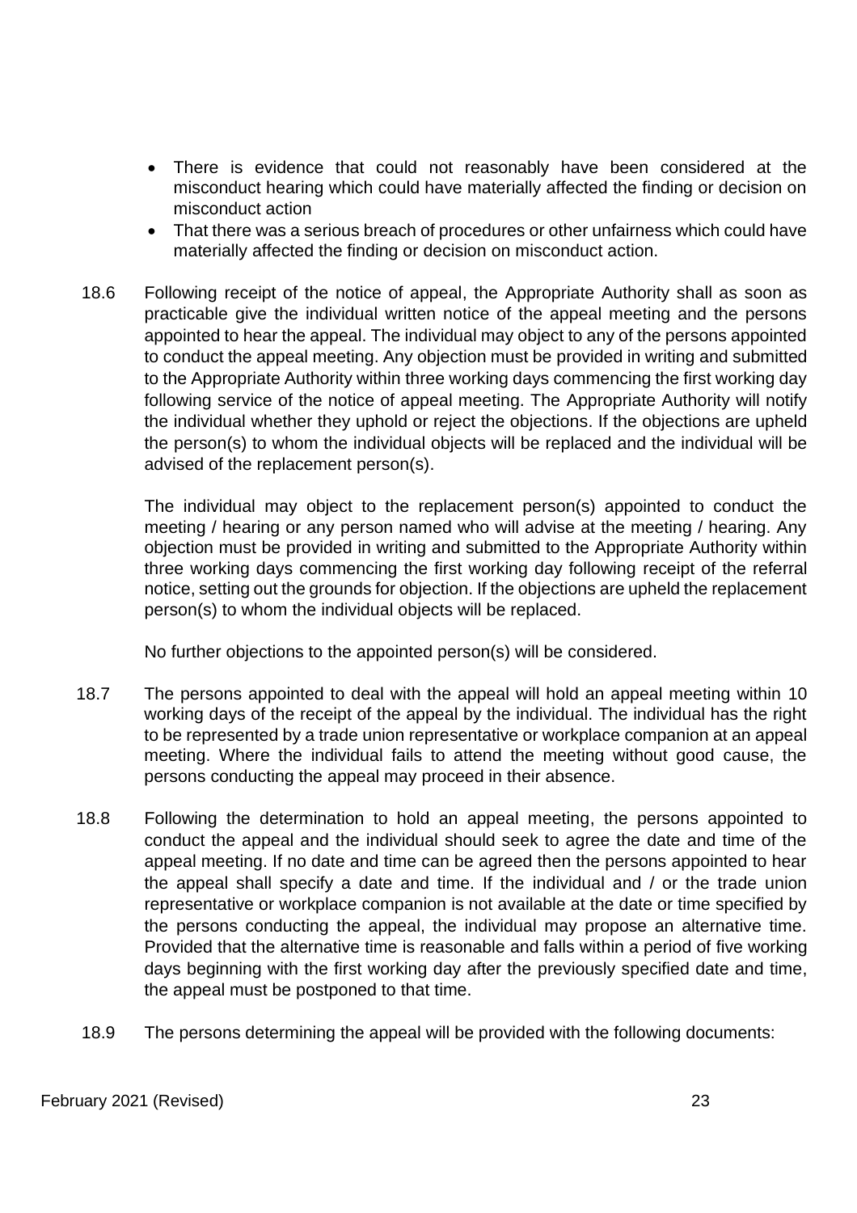- There is evidence that could not reasonably have been considered at the misconduct hearing which could have materially affected the finding or decision on misconduct action
- That there was a serious breach of procedures or other unfairness which could have materially affected the finding or decision on misconduct action.

18.6 Following receipt of the notice of appeal, the Appropriate Authority shall as soon as practicable give the individual written notice of the appeal meeting and the persons appointed to hear the appeal. The individual may object to any of the persons appointed to conduct the appeal meeting. Any objection must be provided in writing and submitted to the Appropriate Authority within three working days commencing the first working day following service of the notice of appeal meeting. The Appropriate Authority will notify the individual whether they uphold or reject the objections. If the objections are upheld the person(s) to whom the individual objects will be replaced and the individual will be advised of the replacement person(s).

The individual may object to the replacement person(s) appointed to conduct the meeting / hearing or any person named who will advise at the meeting / hearing. Any objection must be provided in writing and submitted to the Appropriate Authority within three working days commencing the first working day following receipt of the referral notice, setting out the grounds for objection. If the objections are upheld the replacement person(s) to whom the individual objects will be replaced.

No further objections to the appointed person(s) will be considered.

18.7 The persons appointed to deal with the appeal will hold an appeal meeting within 10 working days of the receipt of the appeal by the individual. The individual has the right to be represented by a trade union representative or workplace companion at an appeal meeting. Where the individual fails to attend the meeting without good cause, the persons conducting the appeal may proceed in their absence.

18.8 Following the determination to hold an appeal meeting, the persons appointed to conduct the appeal and the individual should seek to agree the date and time of the appeal meeting. If no date and time can be agreed then the persons appointed to hear the appeal shall specify a date and time. If the individual and / or the trade union representative or workplace companion is not available at the date or time specified by the persons conducting the appeal, the individual may propose an alternative time. Provided that the alternative time is reasonable and falls within a period of five working days beginning with the first working day after the previously specified date and time, the appeal must be postponed to that time.

18.9 The persons determining the appeal will be provided with the following documents: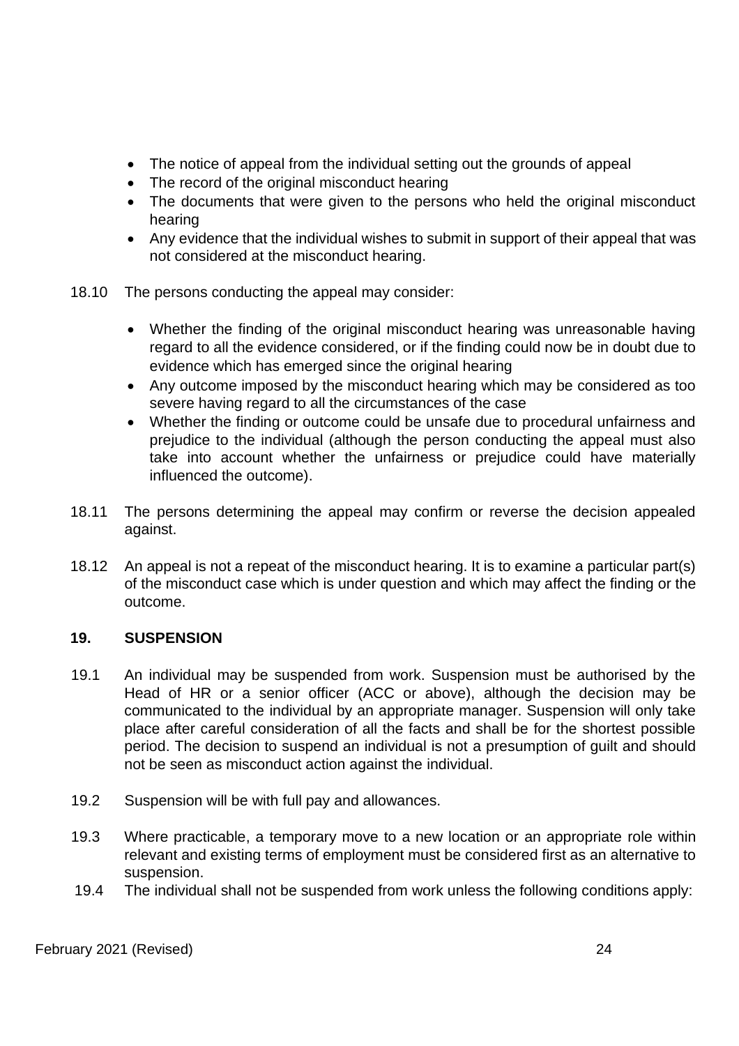- The notice of appeal from the individual setting out the grounds of appeal
- The record of the original misconduct hearing
- The documents that were given to the persons who held the original misconduct hearing
- Any evidence that the individual wishes to submit in support of their appeal that was not considered at the misconduct hearing.

18.10 The persons conducting the appeal may consider:

- Whether the finding of the original misconduct hearing was unreasonable having regard to all the evidence considered, or if the finding could now be in doubt due to evidence which has emerged since the original hearing
- Any outcome imposed by the misconduct hearing which may be considered as too severe having regard to all the circumstances of the case
- Whether the finding or outcome could be unsafe due to procedural unfairness and prejudice to the individual (although the person conducting the appeal must also take into account whether the unfairness or prejudice could have materially influenced the outcome).

18.11 The persons determining the appeal may confirm or reverse the decision appealed against.

18.12 An appeal is not a repeat of the misconduct hearing. It is to examine a particular part(s) of the misconduct case which is under question and which may affect the finding or the outcome.

## 19. SUSPENSION

19.1 An individual may be suspended from work. Suspension must be authorised by the Head of HR or a senior officer (ACC or above), although the decision may be communicated to the individual by an appropriate manager. Suspension will only take place after careful consideration of all the facts and shall be for the shortest possible period. The decision to suspend an individual is not a presumption of guilt and should not be seen as misconduct action against the individual.

19.2 Suspension will be with full pay and allowances.

19.3 Where practicable, a temporary move to a new location or an appropriate role within relevant and existing terms of employment must be considered first as an alternative to suspension.

19.4 The individual shall not be suspended from work unless the following conditions apply: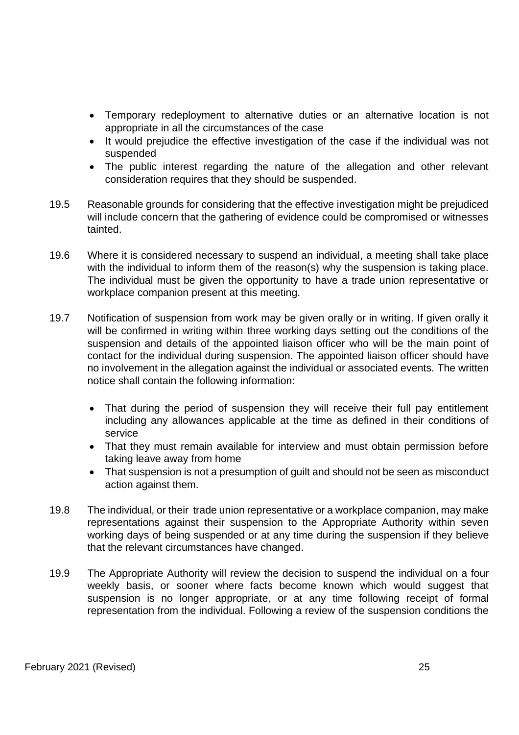- Temporary redeployment to alternative duties or an alternative location is not appropriate in all the circumstances of the case
- It would prejudice the effective investigation of the case if the individual was not suspended
- The public interest regarding the nature of the allegation and other relevant consideration requires that they should be suspended.

19.5 Reasonable grounds for considering that the effective investigation might be prejudiced will include concern that the gathering of evidence could be compromised or witnesses tainted.

19.6 Where it is considered necessary to suspend an individual, a meeting shall take place with the individual to inform them of the reason(s) why the suspension is taking place. The individual must be given the opportunity to have a trade union representative or workplace companion present at this meeting.

19.7 Notification of suspension from work may be given orally or in writing. If given orally it will be confirmed in writing within three working days setting out the conditions of the suspension and details of the appointed liaison officer who will be the main point of contact for the individual during suspension. The appointed liaison officer should have no involvement in the allegation against the individual or associated events. The written notice shall contain the following information:

- That during the period of suspension they will receive their full pay entitlement including any allowances applicable at the time as defined in their conditions of service
- That they must remain available for interview and must obtain permission before taking leave away from home
- That suspension is not a presumption of guilt and should not be seen as misconduct action against them.

19.8 The individual, or their trade union representative or a workplace companion, may make representations against their suspension to the Appropriate Authority within seven working days of being suspended or at any time during the suspension if they believe that the relevant circumstances have changed.

19.9 The Appropriate Authority will review the decision to suspend the individual on a four weekly basis, or sooner where facts become known which would suggest that suspension is no longer appropriate, or at any time following receipt of formal representation from the individual. Following a review of the suspension conditions the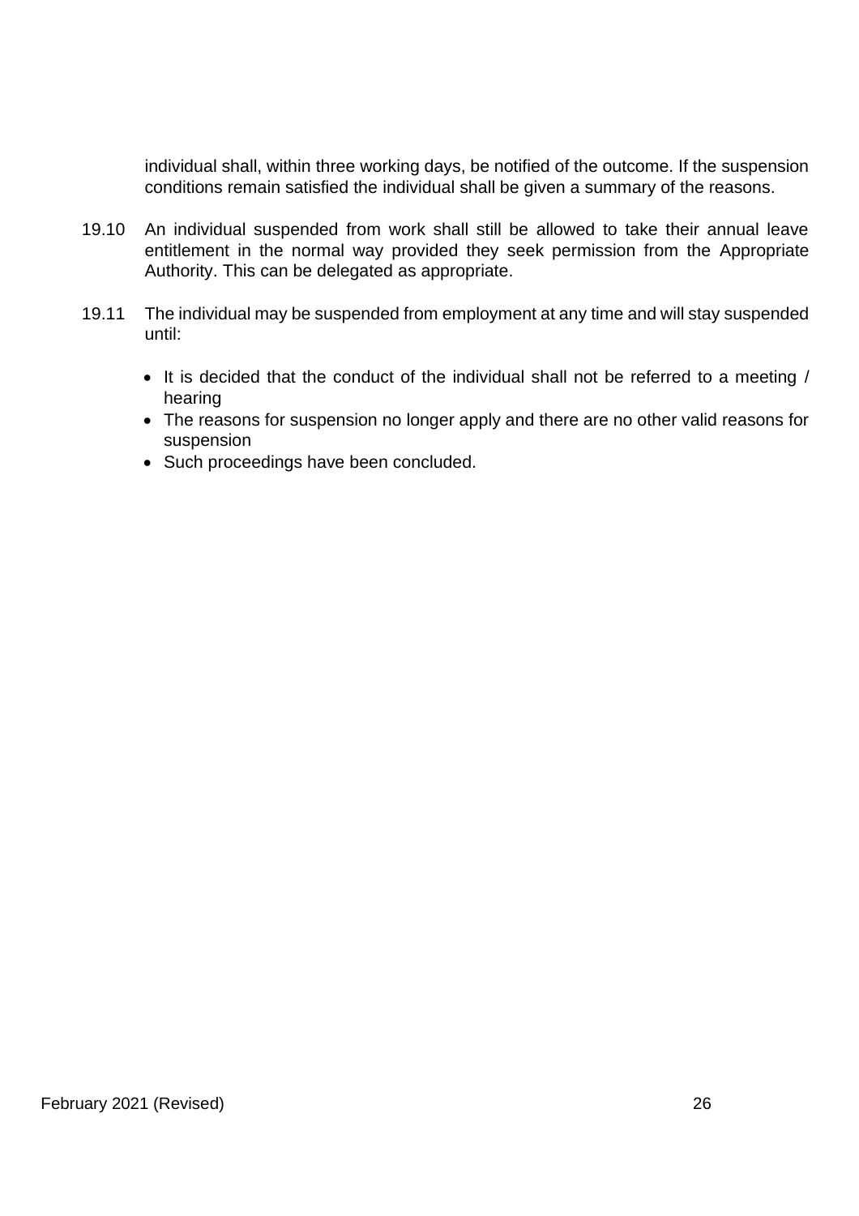individual shall, within three working days, be notified of the outcome. If the suspension conditions remain satisfied the individual shall be given a summary of the reasons.

19.10 An individual suspended from work shall still be allowed to take their annual leave entitlement in the normal way provided they seek permission from the Appropriate Authority. This can be delegated as appropriate.

19.11 The individual may be suspended from employment at any time and will stay suspended until:

- It is decided that the conduct of the individual shall not be referred to a meeting / hearing
- The reasons for suspension no longer apply and there are no other valid reasons for suspension
- Such proceedings have been concluded.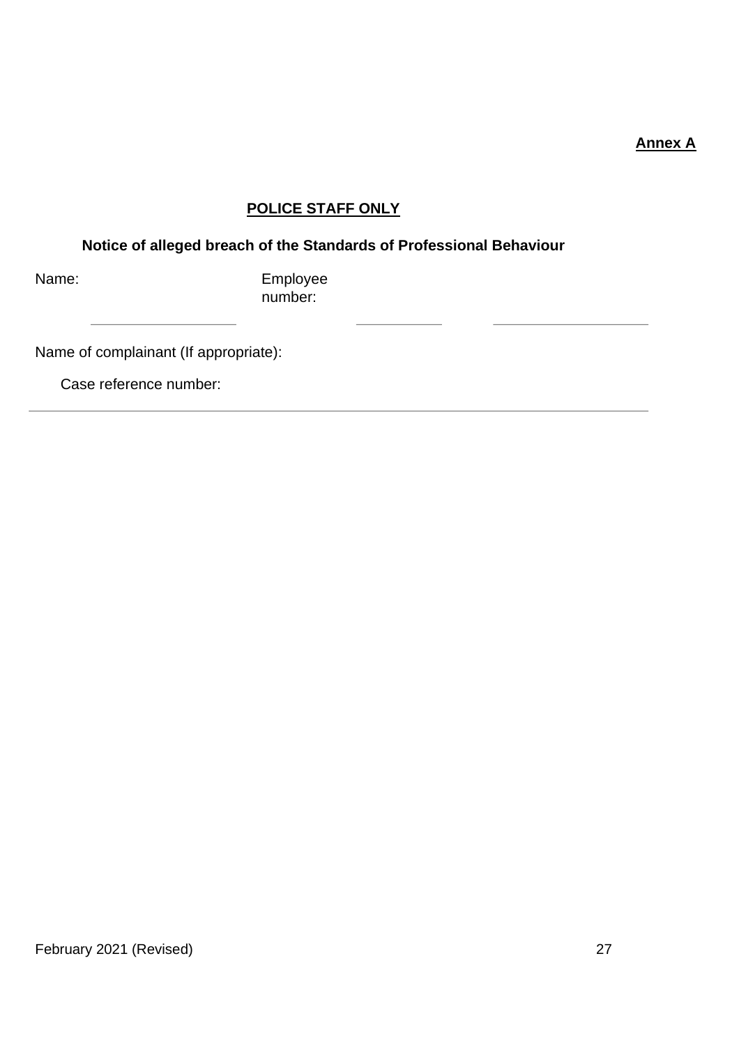**Annex A**

**POLICE STAFF ONLY**

**Notice of alleged breach of the Standards of Professional Behaviour**

Name: \_\_\_\_\_\_\_\_\_\_\_\_\_\_\_\_\_\_ Employee number: \_\_\_\_\_\_\_\_\_\_\_ \_\_\_\_\_\_\_\_\_\_\_\_\_\_\_\_\_\_\_\_

Name of complainant (If appropriate):

Case reference number:

---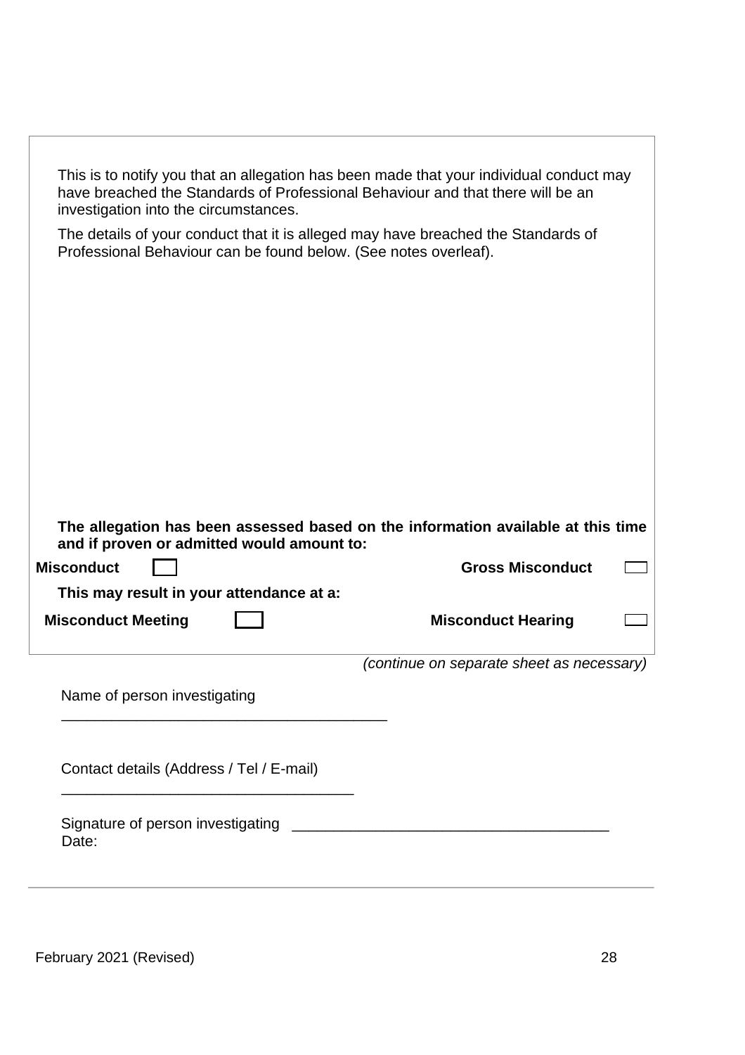This is to notify you that an allegation has been made that your individual conduct may have breached the Standards of Professional Behaviour and that there will be an investigation into the circumstances.

The details of your conduct that it is alleged may have breached the Standards of Professional Behaviour can be found below. (See notes overleaf).

**The allegation has been assessed based on the information available at this time and if proven or admitted would amount to:**

**Misconduct** ☐ **Gross Misconduct** ☐

**This may result in your attendance at a:**

**Misconduct Meeting** ☐ **Misconduct Hearing** ☐

*(continue on separate sheet as necessary)*

Name of person investigating \_\_\_\_\_\_\_\_\_\_\_\_\_\_\_\_\_\_\_\_\_\_\_\_\_\_\_\_\_\_\_\_\_\_\_\_\_\_

Contact details (Address / Tel / E-mail) \_\_\_\_\_\_\_\_\_\_\_\_\_\_\_\_\_\_\_\_\_\_\_\_\_\_\_\_\_\_\_\_\_\_

Signature of person investigating \_\_\_\_\_\_\_\_\_\_\_\_\_\_\_\_\_\_\_\_\_\_\_\_\_\_\_\_\_\_\_\_\_\_\_\_\_\_

Date: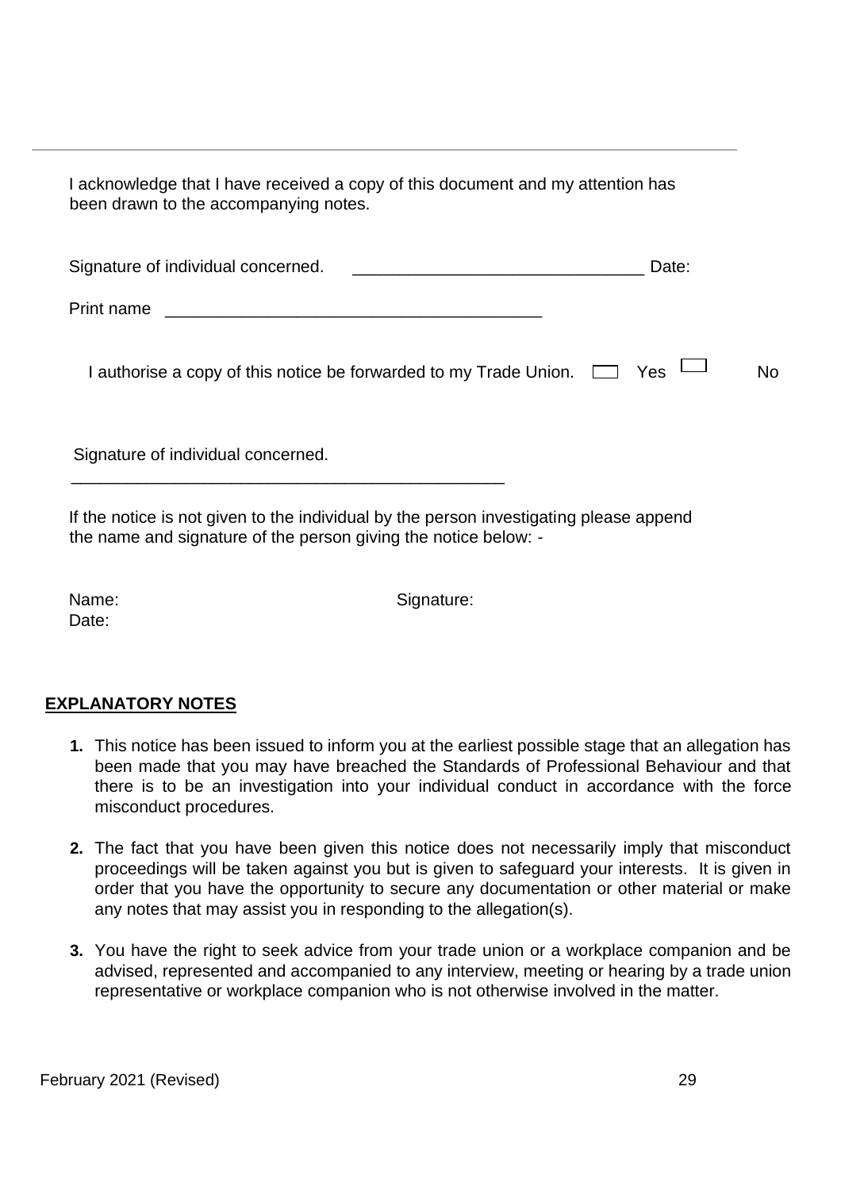---

I acknowledge that I have received a copy of this document and my attention has been drawn to the accompanying notes.

Signature of individual concerned. ______________________________ Date:

Print name _______________________________________

I authorise a copy of this notice be forwarded to my Trade Union. ☐ Yes ☐ No

Signature of individual concerned.

_____________________________________________

If the notice is not given to the individual by the person investigating please append the name and signature of the person giving the notice below: -

Name: Signature:
Date:

**EXPLANATORY NOTES**

1. This notice has been issued to inform you at the earliest possible stage that an allegation has been made that you may have breached the Standards of Professional Behaviour and that there is to be an investigation into your individual conduct in accordance with the force misconduct procedures.

2. The fact that you have been given this notice does not necessarily imply that misconduct proceedings will be taken against you but is given to safeguard your interests. It is given in order that you have the opportunity to secure any documentation or other material or make any notes that may assist you in responding to the allegation(s).

3. You have the right to seek advice from your trade union or a workplace companion and be advised, represented and accompanied to any interview, meeting or hearing by a trade union representative or workplace companion who is not otherwise involved in the matter.

February 2021 (Revised)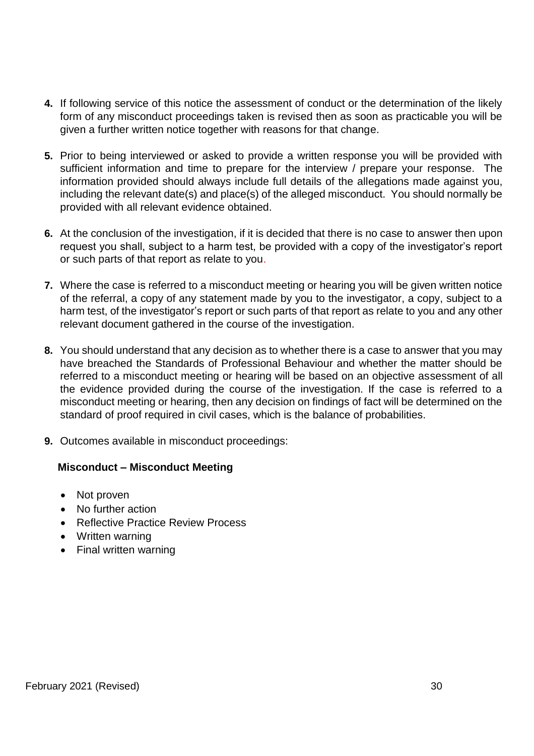4. If following service of this notice the assessment of conduct or the determination of the likely form of any misconduct proceedings taken is revised then as soon as practicable you will be given a further written notice together with reasons for that change.

5. Prior to being interviewed or asked to provide a written response you will be provided with sufficient information and time to prepare for the interview / prepare your response. The information provided should always include full details of the allegations made against you, including the relevant date(s) and place(s) of the alleged misconduct. You should normally be provided with all relevant evidence obtained.

6. At the conclusion of the investigation, if it is decided that there is no case to answer then upon request you shall, subject to a harm test, be provided with a copy of the investigator's report or such parts of that report as relate to you.

7. Where the case is referred to a misconduct meeting or hearing you will be given written notice of the referral, a copy of any statement made by you to the investigator, a copy, subject to a harm test, of the investigator's report or such parts of that report as relate to you and any other relevant document gathered in the course of the investigation.

8. You should understand that any decision as to whether there is a case to answer that you may have breached the Standards of Professional Behaviour and whether the matter should be referred to a misconduct meeting or hearing will be based on an objective assessment of all the evidence provided during the course of the investigation. If the case is referred to a misconduct meeting or hearing, then any decision on findings of fact will be determined on the standard of proof required in civil cases, which is the balance of probabilities.

9. Outcomes available in misconduct proceedings:

**Misconduct – Misconduct Meeting**

- Not proven
- No further action
- Reflective Practice Review Process
- Written warning
- Final written warning

February 2021 (Revised)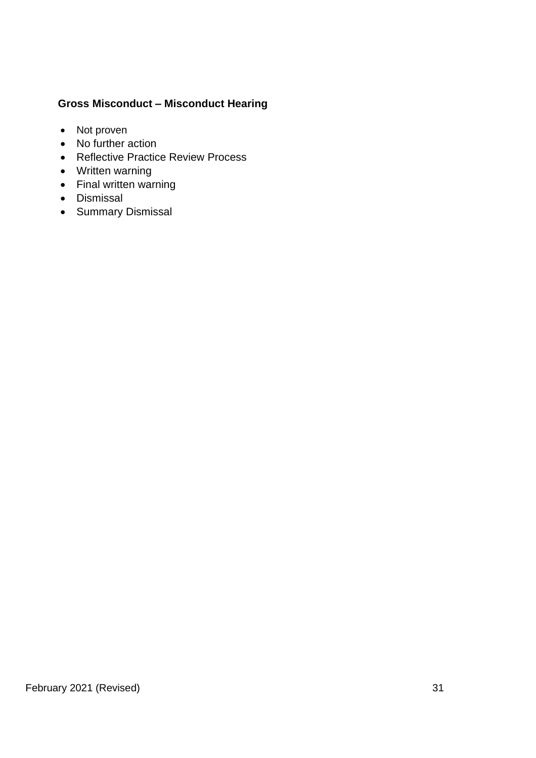**Gross Misconduct – Misconduct Hearing**

- Not proven
- No further action
- Reflective Practice Review Process
- Written warning
- Final written warning
- Dismissal
- Summary Dismissal